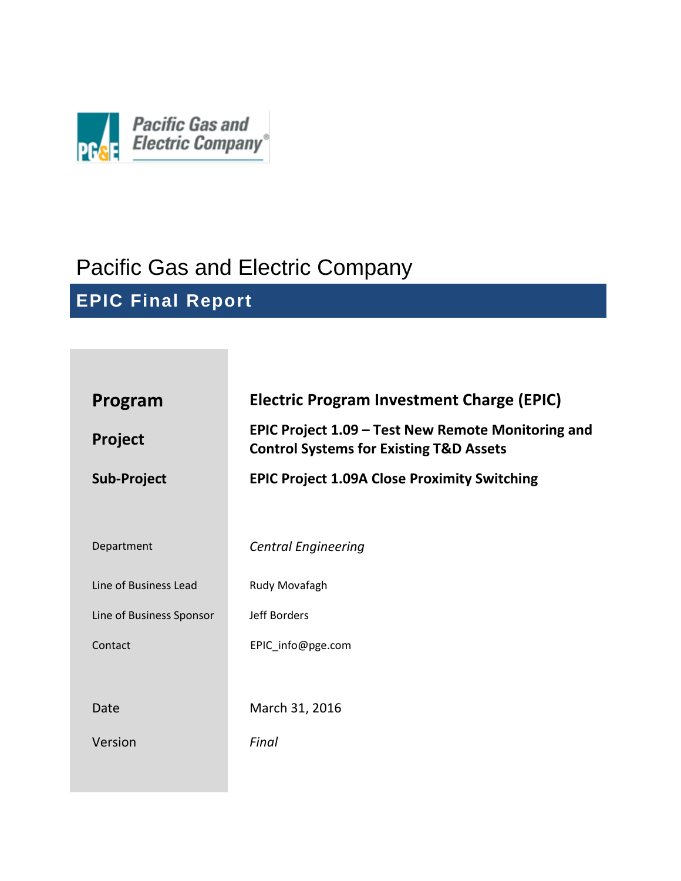Pacific Gas and Electric Company

# Pacific Gas and Electric Company

## EPIC Final Report

| | |
|---|---|
| **Program** | **Electric Program Investment Charge (EPIC)** |
| **Project** | **EPIC Project 1.09 – Test New Remote Monitoring and Control Systems for Existing T&D Assets** |
| **Sub-Project** | **EPIC Project 1.09A Close Proximity Switching** |
| Department | *Central Engineering* |
| Line of Business Lead | Rudy Movafagh |
| Line of Business Sponsor | Jeff Borders |
| Contact | EPIC_info@pge.com |
| Date | March 31, 2016 |
| Version | *Final* |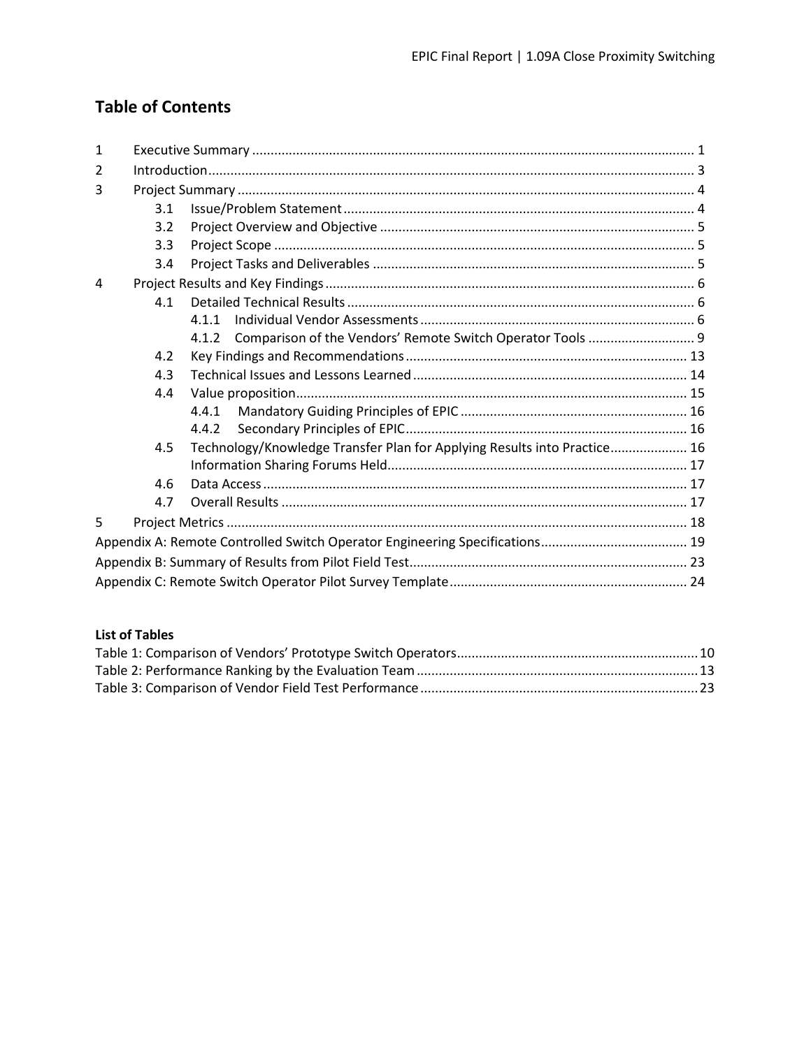## Table of Contents

1 Executive Summary ........................................................................................................................ 1
2 Introduction .................................................................................................................................... 3
3 Project Summary ............................................................................................................................ 4
   3.1 Issue/Problem Statement ............................................................................................... 4
   3.2 Project Overview and Objective ..................................................................................... 5
   3.3 Project Scope .................................................................................................................. 5
   3.4 Project Tasks and Deliverables ....................................................................................... 5
4 Project Results and Key Findings .................................................................................................... 6
   4.1 Detailed Technical Results .............................................................................................. 6
      4.1.1 Individual Vendor Assessments ........................................................................... 6
      4.1.2 Comparison of the Vendors' Remote Switch Operator Tools ............................. 9
   4.2 Key Findings and Recommendations ............................................................................. 13
   4.3 Technical Issues and Lessons Learned ........................................................................... 14
   4.4 Value proposition ........................................................................................................... 15
      4.4.1 Mandatory Guiding Principles of EPIC .............................................................. 16
      4.4.2 Secondary Principles of EPIC ............................................................................. 16
   4.5 Technology/Knowledge Transfer Plan for Applying Results into Practice ..................... 16
      Information Sharing Forums Held .................................................................................. 17
   4.6 Data Access .................................................................................................................... 17
   4.7 Overall Results ............................................................................................................... 17
5 Project Metrics .............................................................................................................................. 18
Appendix A: Remote Controlled Switch Operator Engineering Specifications ........................................ 19
Appendix B: Summary of Results from Pilot Field Test ........................................................................... 23
Appendix C: Remote Switch Operator Pilot Survey Template ................................................................. 24

**List of Tables**

Table 1: Comparison of Vendors' Prototype Switch Operators ................................................................. 10
Table 2: Performance Ranking by the Evaluation Team ............................................................................ 13
Table 3: Comparison of Vendor Field Test Performance ........................................................................... 23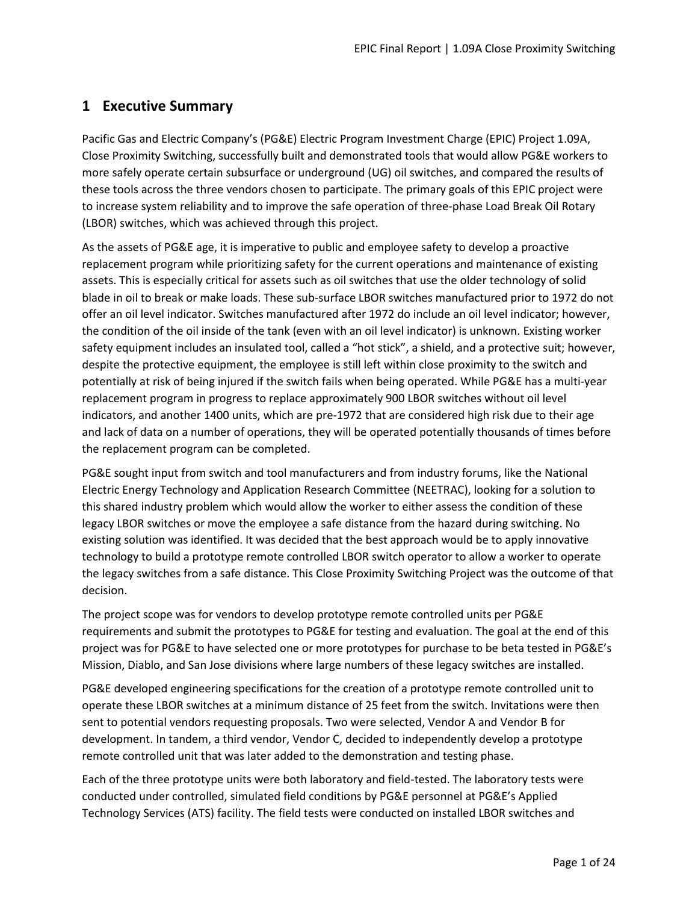# 1 Executive Summary

Pacific Gas and Electric Company's (PG&E) Electric Program Investment Charge (EPIC) Project 1.09A, Close Proximity Switching, successfully built and demonstrated tools that would allow PG&E workers to more safely operate certain subsurface or underground (UG) oil switches, and compared the results of these tools across the three vendors chosen to participate. The primary goals of this EPIC project were to increase system reliability and to improve the safe operation of three-phase Load Break Oil Rotary (LBOR) switches, which was achieved through this project.

As the assets of PG&E age, it is imperative to public and employee safety to develop a proactive replacement program while prioritizing safety for the current operations and maintenance of existing assets. This is especially critical for assets such as oil switches that use the older technology of solid blade in oil to break or make loads. These sub-surface LBOR switches manufactured prior to 1972 do not offer an oil level indicator. Switches manufactured after 1972 do include an oil level indicator; however, the condition of the oil inside of the tank (even with an oil level indicator) is unknown. Existing worker safety equipment includes an insulated tool, called a "hot stick", a shield, and a protective suit; however, despite the protective equipment, the employee is still left within close proximity to the switch and potentially at risk of being injured if the switch fails when being operated. While PG&E has a multi-year replacement program in progress to replace approximately 900 LBOR switches without oil level indicators, and another 1400 units, which are pre-1972 that are considered high risk due to their age and lack of data on a number of operations, they will be operated potentially thousands of times before the replacement program can be completed.

PG&E sought input from switch and tool manufacturers and from industry forums, like the National Electric Energy Technology and Application Research Committee (NEETRAC), looking for a solution to this shared industry problem which would allow the worker to either assess the condition of these legacy LBOR switches or move the employee a safe distance from the hazard during switching. No existing solution was identified. It was decided that the best approach would be to apply innovative technology to build a prototype remote controlled LBOR switch operator to allow a worker to operate the legacy switches from a safe distance. This Close Proximity Switching Project was the outcome of that decision.

The project scope was for vendors to develop prototype remote controlled units per PG&E requirements and submit the prototypes to PG&E for testing and evaluation. The goal at the end of this project was for PG&E to have selected one or more prototypes for purchase to be beta tested in PG&E's Mission, Diablo, and San Jose divisions where large numbers of these legacy switches are installed.

PG&E developed engineering specifications for the creation of a prototype remote controlled unit to operate these LBOR switches at a minimum distance of 25 feet from the switch. Invitations were then sent to potential vendors requesting proposals. Two were selected, Vendor A and Vendor B for development. In tandem, a third vendor, Vendor C, decided to independently develop a prototype remote controlled unit that was later added to the demonstration and testing phase.

Each of the three prototype units were both laboratory and field-tested. The laboratory tests were conducted under controlled, simulated field conditions by PG&E personnel at PG&E's Applied Technology Services (ATS) facility. The field tests were conducted on installed LBOR switches and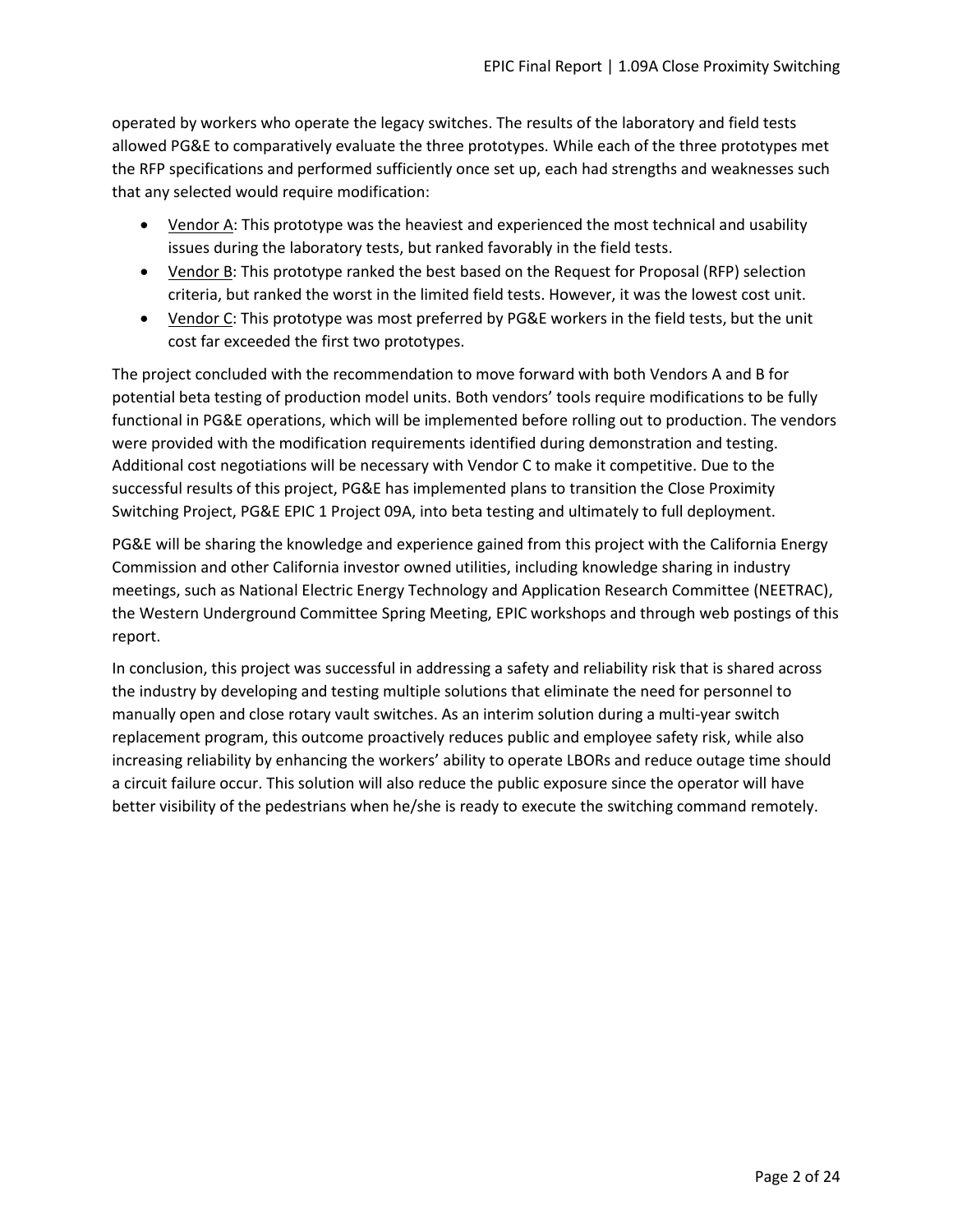operated by workers who operate the legacy switches. The results of the laboratory and field tests allowed PG&E to comparatively evaluate the three prototypes. While each of the three prototypes met the RFP specifications and performed sufficiently once set up, each had strengths and weaknesses such that any selected would require modification:

- Vendor A: This prototype was the heaviest and experienced the most technical and usability issues during the laboratory tests, but ranked favorably in the field tests.
- Vendor B: This prototype ranked the best based on the Request for Proposal (RFP) selection criteria, but ranked the worst in the limited field tests. However, it was the lowest cost unit.
- Vendor C: This prototype was most preferred by PG&E workers in the field tests, but the unit cost far exceeded the first two prototypes.

The project concluded with the recommendation to move forward with both Vendors A and B for potential beta testing of production model units. Both vendors' tools require modifications to be fully functional in PG&E operations, which will be implemented before rolling out to production. The vendors were provided with the modification requirements identified during demonstration and testing. Additional cost negotiations will be necessary with Vendor C to make it competitive. Due to the successful results of this project, PG&E has implemented plans to transition the Close Proximity Switching Project, PG&E EPIC 1 Project 09A, into beta testing and ultimately to full deployment.

PG&E will be sharing the knowledge and experience gained from this project with the California Energy Commission and other California investor owned utilities, including knowledge sharing in industry meetings, such as National Electric Energy Technology and Application Research Committee (NEETRAC), the Western Underground Committee Spring Meeting, EPIC workshops and through web postings of this report.

In conclusion, this project was successful in addressing a safety and reliability risk that is shared across the industry by developing and testing multiple solutions that eliminate the need for personnel to manually open and close rotary vault switches. As an interim solution during a multi-year switch replacement program, this outcome proactively reduces public and employee safety risk, while also increasing reliability by enhancing the workers' ability to operate LBORs and reduce outage time should a circuit failure occur. This solution will also reduce the public exposure since the operator will have better visibility of the pedestrians when he/she is ready to execute the switching command remotely.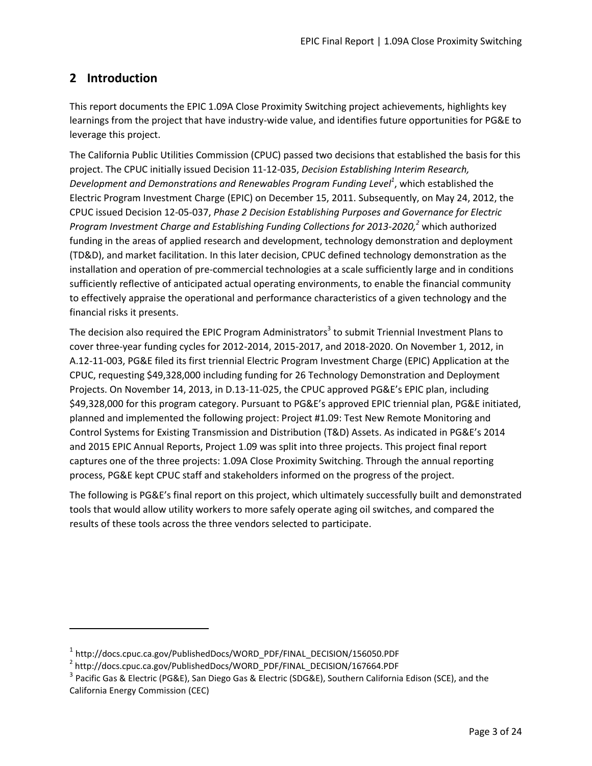## 2 Introduction

This report documents the EPIC 1.09A Close Proximity Switching project achievements, highlights key learnings from the project that have industry-wide value, and identifies future opportunities for PG&E to leverage this project.

The California Public Utilities Commission (CPUC) passed two decisions that established the basis for this project. The CPUC initially issued Decision 11-12-035, *Decision Establishing Interim Research, Development and Demonstrations and Renewables Program Funding Level*[1], which established the Electric Program Investment Charge (EPIC) on December 15, 2011. Subsequently, on May 24, 2012, the CPUC issued Decision 12-05-037, *Phase 2 Decision Establishing Purposes and Governance for Electric Program Investment Charge and Establishing Funding Collections for 2013-2020,*[2] which authorized funding in the areas of applied research and development, technology demonstration and deployment (TD&D), and market facilitation. In this later decision, CPUC defined technology demonstration as the installation and operation of pre-commercial technologies at a scale sufficiently large and in conditions sufficiently reflective of anticipated actual operating environments, to enable the financial community to effectively appraise the operational and performance characteristics of a given technology and the financial risks it presents.

The decision also required the EPIC Program Administrators[3] to submit Triennial Investment Plans to cover three-year funding cycles for 2012-2014, 2015-2017, and 2018-2020. On November 1, 2012, in A.12-11-003, PG&E filed its first triennial Electric Program Investment Charge (EPIC) Application at the CPUC, requesting $49,328,000 including funding for 26 Technology Demonstration and Deployment Projects. On November 14, 2013, in D.13-11-025, the CPUC approved PG&E's EPIC plan, including $49,328,000 for this program category. Pursuant to PG&E's approved EPIC triennial plan, PG&E initiated, planned and implemented the following project: Project #1.09: Test New Remote Monitoring and Control Systems for Existing Transmission and Distribution (T&D) Assets. As indicated in PG&E's 2014 and 2015 EPIC Annual Reports, Project 1.09 was split into three projects. This project final report captures one of the three projects: 1.09A Close Proximity Switching. Through the annual reporting process, PG&E kept CPUC staff and stakeholders informed on the progress of the project.

The following is PG&E's final report on this project, which ultimately successfully built and demonstrated tools that would allow utility workers to more safely operate aging oil switches, and compared the results of these tools across the three vendors selected to participate.

---

[1] http://docs.cpuc.ca.gov/PublishedDocs/WORD_PDF/FINAL_DECISION/156050.PDF

[2] http://docs.cpuc.ca.gov/PublishedDocs/WORD_PDF/FINAL_DECISION/167664.PDF

[3] Pacific Gas & Electric (PG&E), San Diego Gas & Electric (SDG&E), Southern California Edison (SCE), and the California Energy Commission (CEC)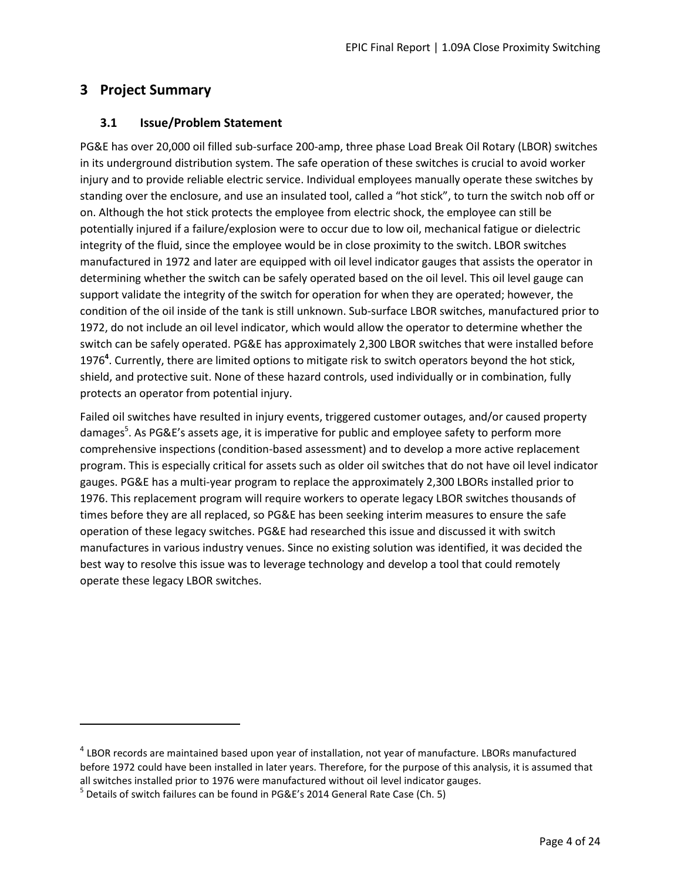# 3 Project Summary

## 3.1 Issue/Problem Statement

PG&E has over 20,000 oil filled sub-surface 200-amp, three phase Load Break Oil Rotary (LBOR) switches in its underground distribution system. The safe operation of these switches is crucial to avoid worker injury and to provide reliable electric service. Individual employees manually operate these switches by standing over the enclosure, and use an insulated tool, called a "hot stick", to turn the switch nob off or on. Although the hot stick protects the employee from electric shock, the employee can still be potentially injured if a failure/explosion were to occur due to low oil, mechanical fatigue or dielectric integrity of the fluid, since the employee would be in close proximity to the switch. LBOR switches manufactured in 1972 and later are equipped with oil level indicator gauges that assists the operator in determining whether the switch can be safely operated based on the oil level. This oil level gauge can support validate the integrity of the switch for operation for when they are operated; however, the condition of the oil inside of the tank is still unknown. Sub-surface LBOR switches, manufactured prior to 1972, do not include an oil level indicator, which would allow the operator to determine whether the switch can be safely operated. PG&E has approximately 2,300 LBOR switches that were installed before 1976[4]. Currently, there are limited options to mitigate risk to switch operators beyond the hot stick, shield, and protective suit. None of these hazard controls, used individually or in combination, fully protects an operator from potential injury.

Failed oil switches have resulted in injury events, triggered customer outages, and/or caused property damages[5]. As PG&E's assets age, it is imperative for public and employee safety to perform more comprehensive inspections (condition-based assessment) and to develop a more active replacement program. This is especially critical for assets such as older oil switches that do not have oil level indicator gauges. PG&E has a multi-year program to replace the approximately 2,300 LBORs installed prior to 1976. This replacement program will require workers to operate legacy LBOR switches thousands of times before they are all replaced, so PG&E has been seeking interim measures to ensure the safe operation of these legacy switches. PG&E had researched this issue and discussed it with switch manufactures in various industry venues. Since no existing solution was identified, it was decided the best way to resolve this issue was to leverage technology and develop a tool that could remotely operate these legacy LBOR switches.

---

[4] LBOR records are maintained based upon year of installation, not year of manufacture. LBORs manufactured before 1972 could have been installed in later years. Therefore, for the purpose of this analysis, it is assumed that all switches installed prior to 1976 were manufactured without oil level indicator gauges.

[5] Details of switch failures can be found in PG&E's 2014 General Rate Case (Ch. 5)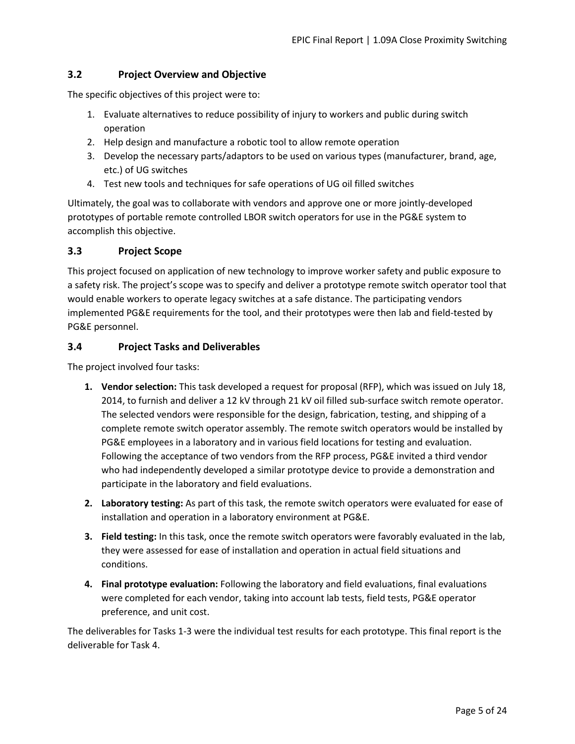## 3.2 Project Overview and Objective

The specific objectives of this project were to:

1. Evaluate alternatives to reduce possibility of injury to workers and public during switch operation
2. Help design and manufacture a robotic tool to allow remote operation
3. Develop the necessary parts/adaptors to be used on various types (manufacturer, brand, age, etc.) of UG switches
4. Test new tools and techniques for safe operations of UG oil filled switches

Ultimately, the goal was to collaborate with vendors and approve one or more jointly-developed prototypes of portable remote controlled LBOR switch operators for use in the PG&E system to accomplish this objective.

## 3.3 Project Scope

This project focused on application of new technology to improve worker safety and public exposure to a safety risk. The project's scope was to specify and deliver a prototype remote switch operator tool that would enable workers to operate legacy switches at a safe distance. The participating vendors implemented PG&E requirements for the tool, and their prototypes were then lab and field-tested by PG&E personnel.

## 3.4 Project Tasks and Deliverables

The project involved four tasks:

1. **Vendor selection:** This task developed a request for proposal (RFP), which was issued on July 18, 2014, to furnish and deliver a 12 kV through 21 kV oil filled sub-surface switch remote operator. The selected vendors were responsible for the design, fabrication, testing, and shipping of a complete remote switch operator assembly. The remote switch operators would be installed by PG&E employees in a laboratory and in various field locations for testing and evaluation. Following the acceptance of two vendors from the RFP process, PG&E invited a third vendor who had independently developed a similar prototype device to provide a demonstration and participate in the laboratory and field evaluations.

2. **Laboratory testing:** As part of this task, the remote switch operators were evaluated for ease of installation and operation in a laboratory environment at PG&E.

3. **Field testing:** In this task, once the remote switch operators were favorably evaluated in the lab, they were assessed for ease of installation and operation in actual field situations and conditions.

4. **Final prototype evaluation:** Following the laboratory and field evaluations, final evaluations were completed for each vendor, taking into account lab tests, field tests, PG&E operator preference, and unit cost.

The deliverables for Tasks 1-3 were the individual test results for each prototype. This final report is the deliverable for Task 4.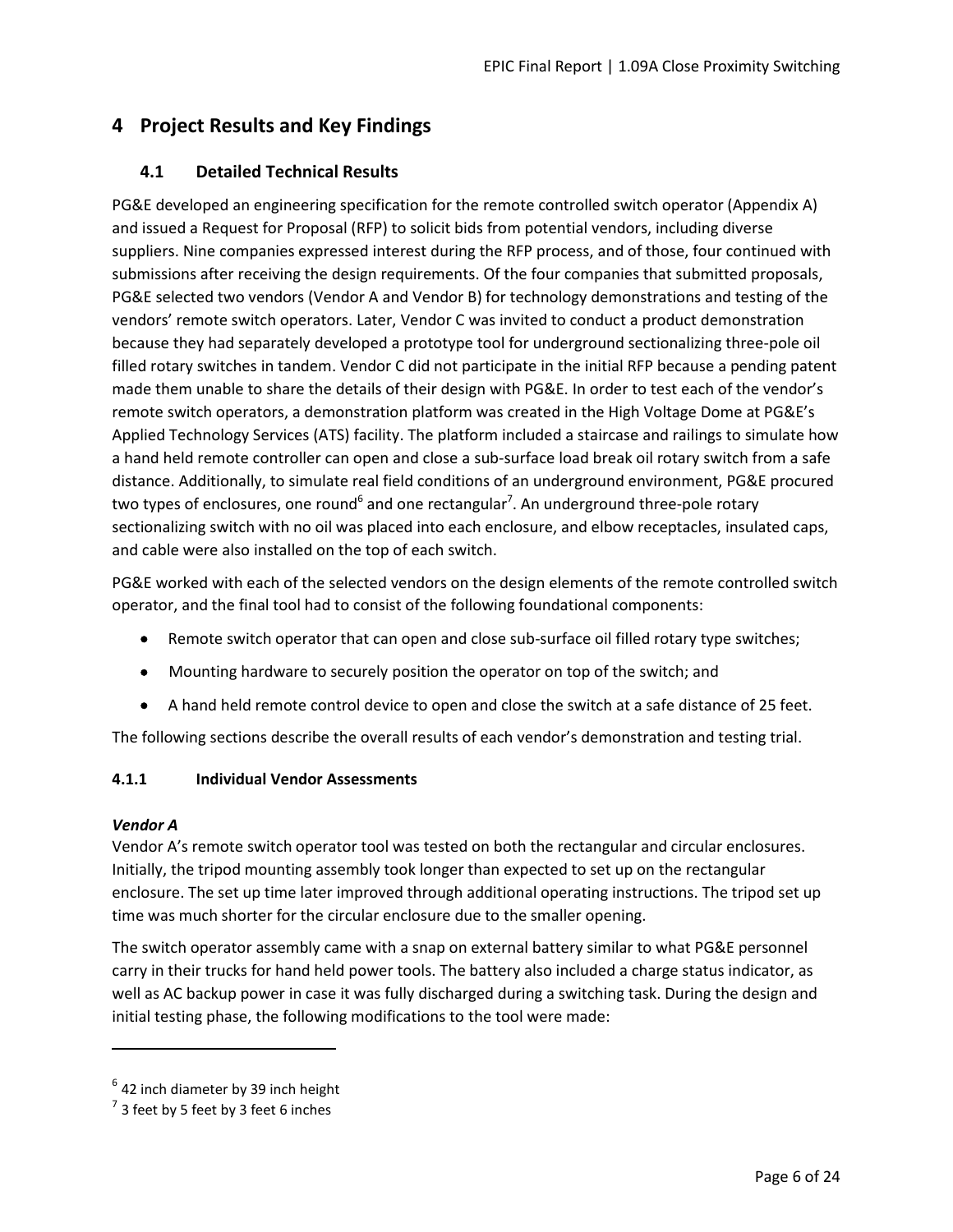# 4 Project Results and Key Findings

## 4.1 Detailed Technical Results

PG&E developed an engineering specification for the remote controlled switch operator (Appendix A) and issued a Request for Proposal (RFP) to solicit bids from potential vendors, including diverse suppliers. Nine companies expressed interest during the RFP process, and of those, four continued with submissions after receiving the design requirements. Of the four companies that submitted proposals, PG&E selected two vendors (Vendor A and Vendor B) for technology demonstrations and testing of the vendors' remote switch operators. Later, Vendor C was invited to conduct a product demonstration because they had separately developed a prototype tool for underground sectionalizing three-pole oil filled rotary switches in tandem. Vendor C did not participate in the initial RFP because a pending patent made them unable to share the details of their design with PG&E. In order to test each of the vendor's remote switch operators, a demonstration platform was created in the High Voltage Dome at PG&E's Applied Technology Services (ATS) facility. The platform included a staircase and railings to simulate how a hand held remote controller can open and close a sub-surface load break oil rotary switch from a safe distance. Additionally, to simulate real field conditions of an underground environment, PG&E procured two types of enclosures, one round[6] and one rectangular[7]. An underground three-pole rotary sectionalizing switch with no oil was placed into each enclosure, and elbow receptacles, insulated caps, and cable were also installed on the top of each switch.

PG&E worked with each of the selected vendors on the design elements of the remote controlled switch operator, and the final tool had to consist of the following foundational components:

- Remote switch operator that can open and close sub-surface oil filled rotary type switches;
- Mounting hardware to securely position the operator on top of the switch; and
- A hand held remote control device to open and close the switch at a safe distance of 25 feet.

The following sections describe the overall results of each vendor's demonstration and testing trial.

### 4.1.1 Individual Vendor Assessments

***Vendor A***

Vendor A's remote switch operator tool was tested on both the rectangular and circular enclosures. Initially, the tripod mounting assembly took longer than expected to set up on the rectangular enclosure. The set up time later improved through additional operating instructions. The tripod set up time was much shorter for the circular enclosure due to the smaller opening.

The switch operator assembly came with a snap on external battery similar to what PG&E personnel carry in their trucks for hand held power tools. The battery also included a charge status indicator, as well as AC backup power in case it was fully discharged during a switching task. During the design and initial testing phase, the following modifications to the tool were made:

---

[6] 42 inch diameter by 39 inch height

[7] 3 feet by 5 feet by 3 feet 6 inches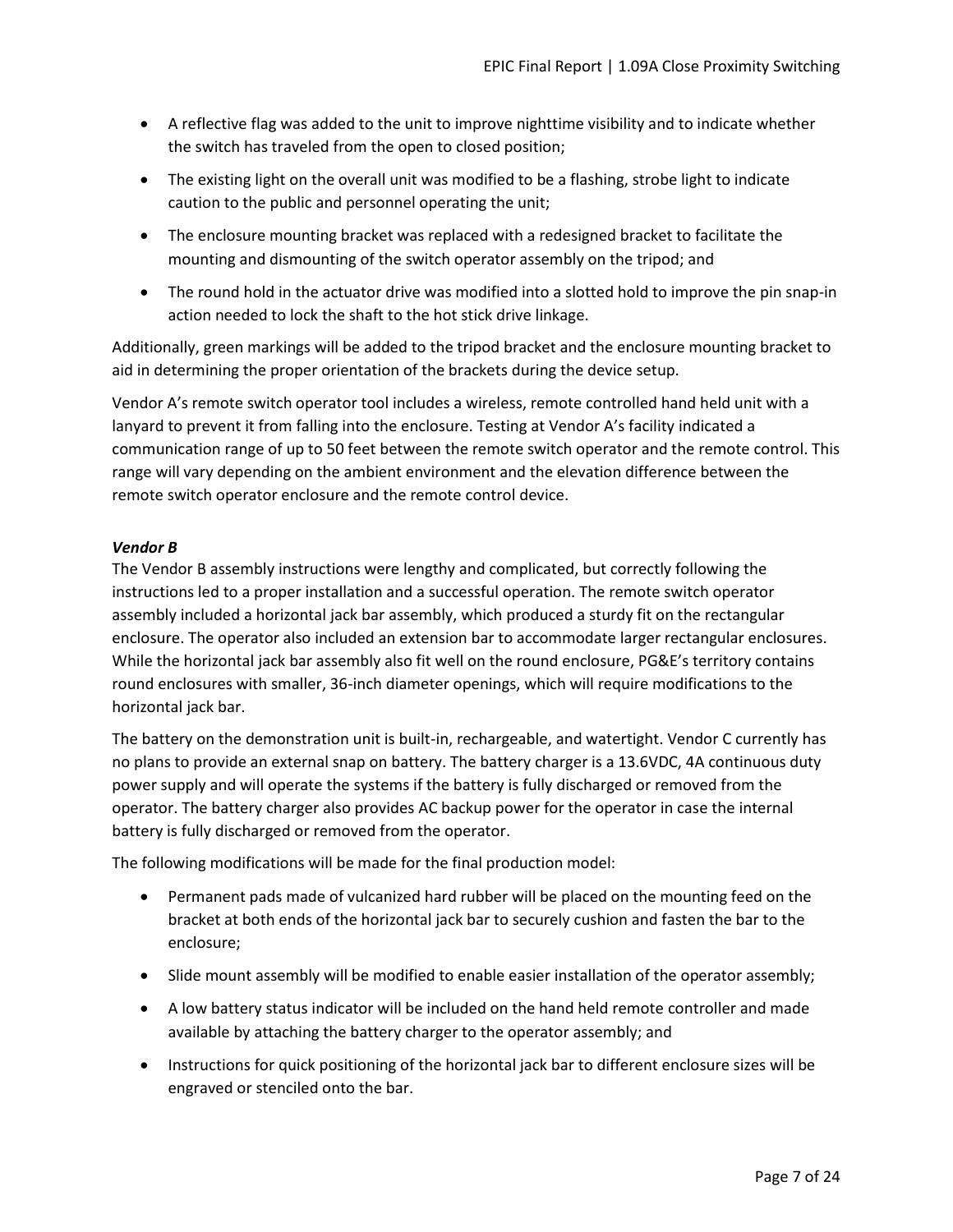- A reflective flag was added to the unit to improve nighttime visibility and to indicate whether the switch has traveled from the open to closed position;
- The existing light on the overall unit was modified to be a flashing, strobe light to indicate caution to the public and personnel operating the unit;
- The enclosure mounting bracket was replaced with a redesigned bracket to facilitate the mounting and dismounting of the switch operator assembly on the tripod; and
- The round hold in the actuator drive was modified into a slotted hold to improve the pin snap-in action needed to lock the shaft to the hot stick drive linkage.

Additionally, green markings will be added to the tripod bracket and the enclosure mounting bracket to aid in determining the proper orientation of the brackets during the device setup.

Vendor A's remote switch operator tool includes a wireless, remote controlled hand held unit with a lanyard to prevent it from falling into the enclosure. Testing at Vendor A's facility indicated a communication range of up to 50 feet between the remote switch operator and the remote control. This range will vary depending on the ambient environment and the elevation difference between the remote switch operator enclosure and the remote control device.

***Vendor B***

The Vendor B assembly instructions were lengthy and complicated, but correctly following the instructions led to a proper installation and a successful operation. The remote switch operator assembly included a horizontal jack bar assembly, which produced a sturdy fit on the rectangular enclosure. The operator also included an extension bar to accommodate larger rectangular enclosures. While the horizontal jack bar assembly also fit well on the round enclosure, PG&E's territory contains round enclosures with smaller, 36-inch diameter openings, which will require modifications to the horizontal jack bar.

The battery on the demonstration unit is built-in, rechargeable, and watertight. Vendor C currently has no plans to provide an external snap on battery. The battery charger is a 13.6VDC, 4A continuous duty power supply and will operate the systems if the battery is fully discharged or removed from the operator. The battery charger also provides AC backup power for the operator in case the internal battery is fully discharged or removed from the operator.

The following modifications will be made for the final production model:

- Permanent pads made of vulcanized hard rubber will be placed on the mounting feed on the bracket at both ends of the horizontal jack bar to securely cushion and fasten the bar to the enclosure;
- Slide mount assembly will be modified to enable easier installation of the operator assembly;
- A low battery status indicator will be included on the hand held remote controller and made available by attaching the battery charger to the operator assembly; and
- Instructions for quick positioning of the horizontal jack bar to different enclosure sizes will be engraved or stenciled onto the bar.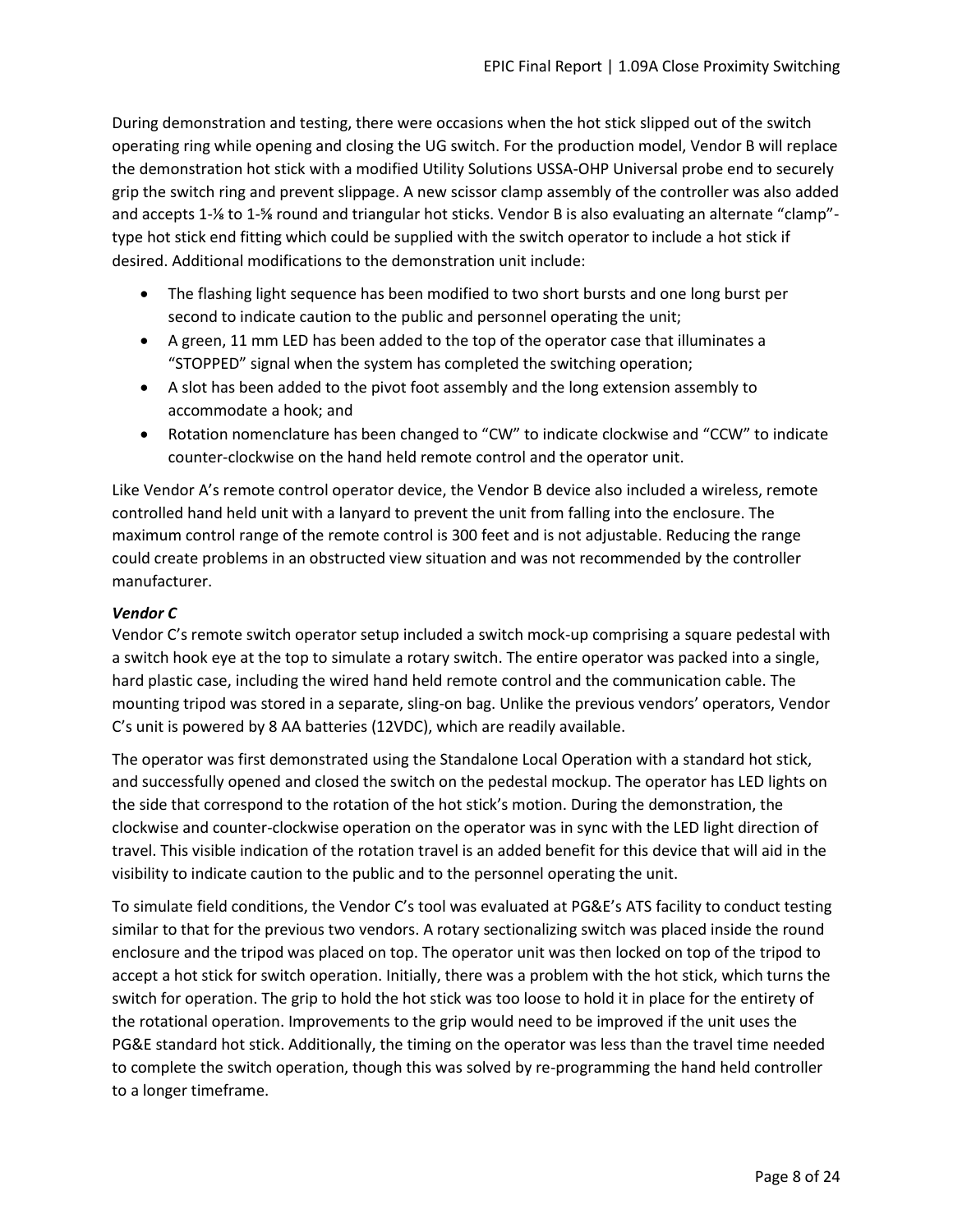During demonstration and testing, there were occasions when the hot stick slipped out of the switch operating ring while opening and closing the UG switch. For the production model, Vendor B will replace the demonstration hot stick with a modified Utility Solutions USSA-OHP Universal probe end to securely grip the switch ring and prevent slippage. A new scissor clamp assembly of the controller was also added and accepts 1-⅛ to 1-⅝ round and triangular hot sticks. Vendor B is also evaluating an alternate "clamp"-type hot stick end fitting which could be supplied with the switch operator to include a hot stick if desired. Additional modifications to the demonstration unit include:

- The flashing light sequence has been modified to two short bursts and one long burst per second to indicate caution to the public and personnel operating the unit;
- A green, 11 mm LED has been added to the top of the operator case that illuminates a "STOPPED" signal when the system has completed the switching operation;
- A slot has been added to the pivot foot assembly and the long extension assembly to accommodate a hook; and
- Rotation nomenclature has been changed to "CW" to indicate clockwise and "CCW" to indicate counter-clockwise on the hand held remote control and the operator unit.

Like Vendor A's remote control operator device, the Vendor B device also included a wireless, remote controlled hand held unit with a lanyard to prevent the unit from falling into the enclosure. The maximum control range of the remote control is 300 feet and is not adjustable. Reducing the range could create problems in an obstructed view situation and was not recommended by the controller manufacturer.

***Vendor C***

Vendor C's remote switch operator setup included a switch mock-up comprising a square pedestal with a switch hook eye at the top to simulate a rotary switch. The entire operator was packed into a single, hard plastic case, including the wired hand held remote control and the communication cable. The mounting tripod was stored in a separate, sling-on bag. Unlike the previous vendors' operators, Vendor C's unit is powered by 8 AA batteries (12VDC), which are readily available.

The operator was first demonstrated using the Standalone Local Operation with a standard hot stick, and successfully opened and closed the switch on the pedestal mockup. The operator has LED lights on the side that correspond to the rotation of the hot stick's motion. During the demonstration, the clockwise and counter-clockwise operation on the operator was in sync with the LED light direction of travel. This visible indication of the rotation travel is an added benefit for this device that will aid in the visibility to indicate caution to the public and to the personnel operating the unit.

To simulate field conditions, the Vendor C's tool was evaluated at PG&E's ATS facility to conduct testing similar to that for the previous two vendors. A rotary sectionalizing switch was placed inside the round enclosure and the tripod was placed on top. The operator unit was then locked on top of the tripod to accept a hot stick for switch operation. Initially, there was a problem with the hot stick, which turns the switch for operation. The grip to hold the hot stick was too loose to hold it in place for the entirety of the rotational operation. Improvements to the grip would need to be improved if the unit uses the PG&E standard hot stick. Additionally, the timing on the operator was less than the travel time needed to complete the switch operation, though this was solved by re-programming the hand held controller to a longer timeframe.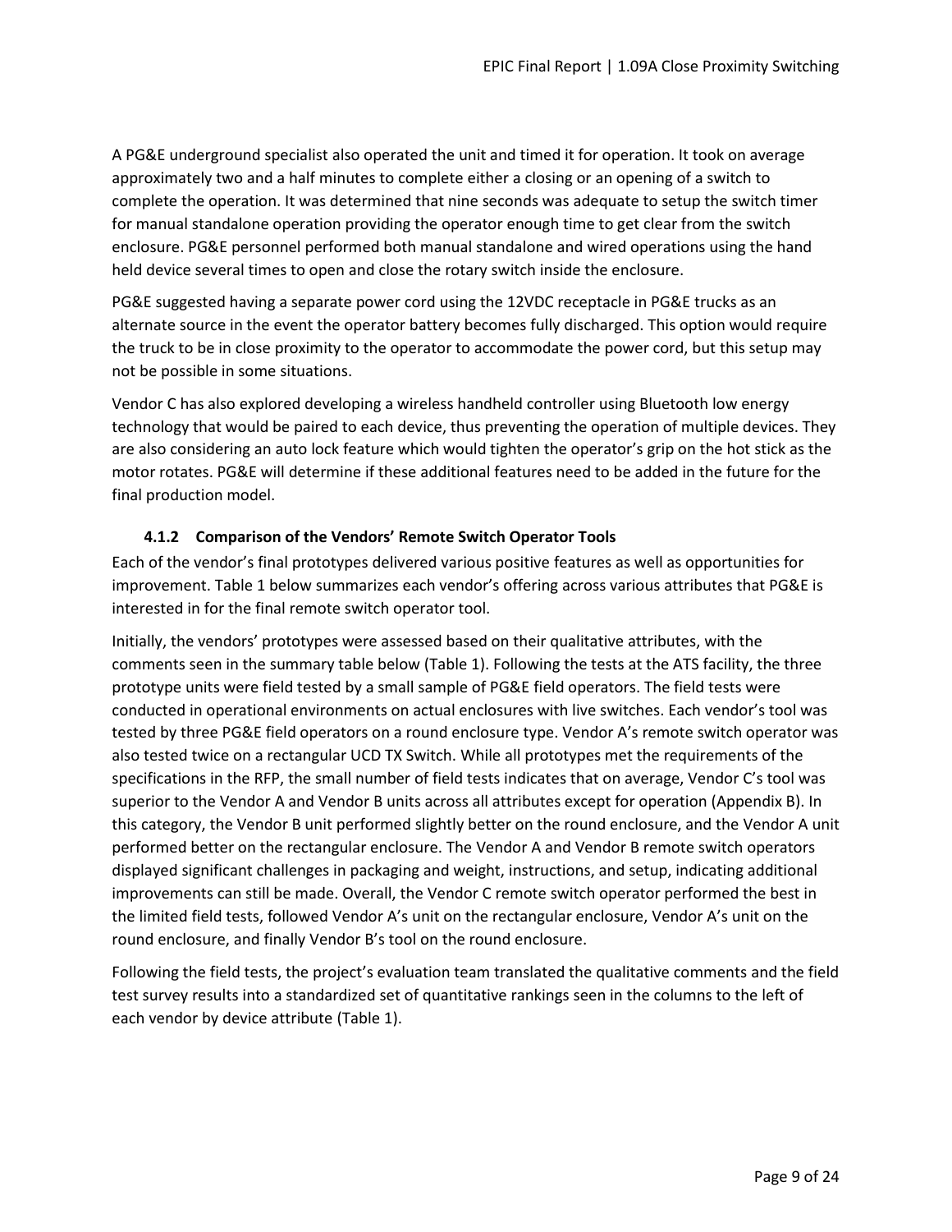A PG&E underground specialist also operated the unit and timed it for operation. It took on average approximately two and a half minutes to complete either a closing or an opening of a switch to complete the operation. It was determined that nine seconds was adequate to setup the switch timer for manual standalone operation providing the operator enough time to get clear from the switch enclosure. PG&E personnel performed both manual standalone and wired operations using the hand held device several times to open and close the rotary switch inside the enclosure.

PG&E suggested having a separate power cord using the 12VDC receptacle in PG&E trucks as an alternate source in the event the operator battery becomes fully discharged. This option would require the truck to be in close proximity to the operator to accommodate the power cord, but this setup may not be possible in some situations.

Vendor C has also explored developing a wireless handheld controller using Bluetooth low energy technology that would be paired to each device, thus preventing the operation of multiple devices. They are also considering an auto lock feature which would tighten the operator's grip on the hot stick as the motor rotates. PG&E will determine if these additional features need to be added in the future for the final production model.

### 4.1.2 Comparison of the Vendors' Remote Switch Operator Tools

Each of the vendor's final prototypes delivered various positive features as well as opportunities for improvement. Table 1 below summarizes each vendor's offering across various attributes that PG&E is interested in for the final remote switch operator tool.

Initially, the vendors' prototypes were assessed based on their qualitative attributes, with the comments seen in the summary table below (Table 1). Following the tests at the ATS facility, the three prototype units were field tested by a small sample of PG&E field operators. The field tests were conducted in operational environments on actual enclosures with live switches. Each vendor's tool was tested by three PG&E field operators on a round enclosure type. Vendor A's remote switch operator was also tested twice on a rectangular UCD TX Switch. While all prototypes met the requirements of the specifications in the RFP, the small number of field tests indicates that on average, Vendor C's tool was superior to the Vendor A and Vendor B units across all attributes except for operation (Appendix B). In this category, the Vendor B unit performed slightly better on the round enclosure, and the Vendor A unit performed better on the rectangular enclosure. The Vendor A and Vendor B remote switch operators displayed significant challenges in packaging and weight, instructions, and setup, indicating additional improvements can still be made. Overall, the Vendor C remote switch operator performed the best in the limited field tests, followed Vendor A's unit on the rectangular enclosure, Vendor A's unit on the round enclosure, and finally Vendor B's tool on the round enclosure.

Following the field tests, the project's evaluation team translated the qualitative comments and the field test survey results into a standardized set of quantitative rankings seen in the columns to the left of each vendor by device attribute (Table 1).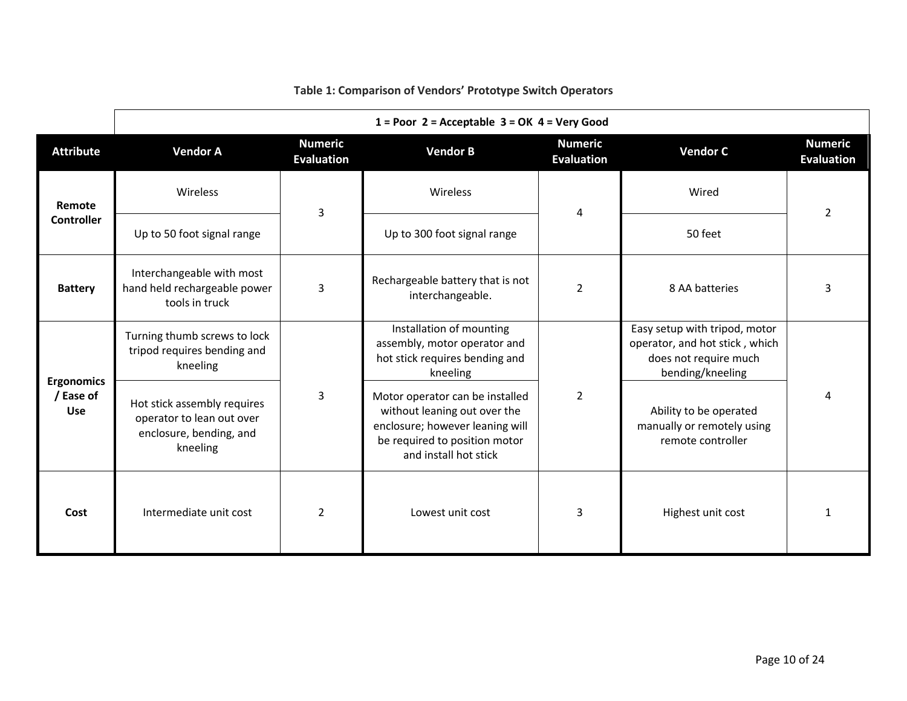**Table 1: Comparison of Vendors' Prototype Switch Operators**

| | 1 = Poor 2 = Acceptable 3 = OK 4 = Very Good | | | | | |
|---|---|---|---|---|---|---|
| **Attribute** | **Vendor A** | **Numeric Evaluation** | **Vendor B** | **Numeric Evaluation** | **Vendor C** | **Numeric Evaluation** |
| **Remote Controller** | Wireless | 3 | Wireless | 4 | Wired | 2 |
| | Up to 50 foot signal range | | Up to 300 foot signal range | | 50 feet | |
| **Battery** | Interchangeable with most hand held rechargeable power tools in truck | 3 | Rechargeable battery that is not interchangeable. | 2 | 8 AA batteries | 3 |
| **Ergonomics / Ease of Use** | Turning thumb screws to lock tripod requires bending and kneeling | 3 | Installation of mounting assembly, motor operator and hot stick requires bending and kneeling | 2 | Easy setup with tripod, motor operator, and hot stick , which does not require much bending/kneeling | 4 |
| | Hot stick assembly requires operator to lean out over enclosure, bending, and kneeling | | Motor operator can be installed without leaning out over the enclosure; however leaning will be required to position motor and install hot stick | | Ability to be operated manually or remotely using remote controller | |
| **Cost** | Intermediate unit cost | 2 | Lowest unit cost | 3 | Highest unit cost | 1 |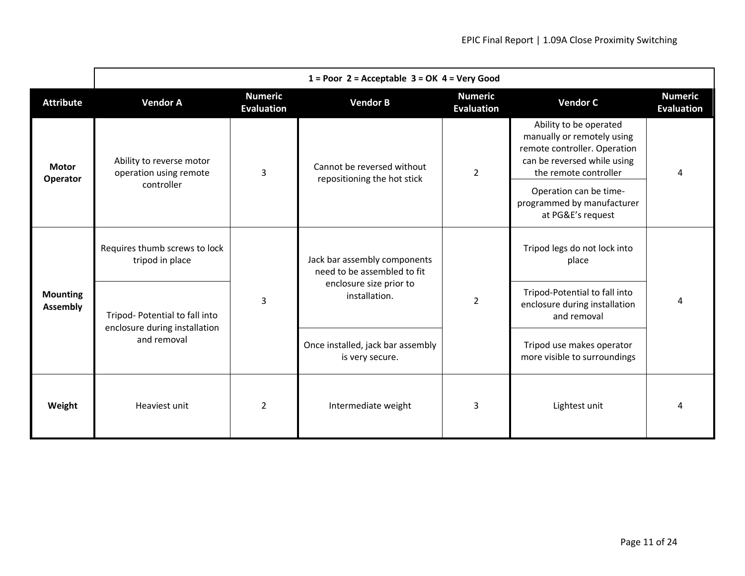| | 1 = Poor 2 = Acceptable 3 = OK 4 = Very Good | | | | | |
|---|---|---|---|---|---|---|
| **Attribute** | **Vendor A** | **Numeric Evaluation** | **Vendor B** | **Numeric Evaluation** | **Vendor C** | **Numeric Evaluation** |
| **Motor Operator** | Ability to reverse motor operation using remote controller | 3 | Cannot be reversed without repositioning the hot stick | 2 | Ability to be operated manually or remotely using remote controller. Operation can be reversed while using the remote controller<br>Operation can be time-programmed by manufacturer at PG&E's request | 4 |
| **Mounting Assembly** | Requires thumb screws to lock tripod in place<br>Tripod- Potential to fall into enclosure during installation and removal | 3 | Jack bar assembly components need to be assembled to fit enclosure size prior to installation.<br>Once installed, jack bar assembly is very secure. | 2 | Tripod legs do not lock into place<br>Tripod-Potential to fall into enclosure during installation and removal<br>Tripod use makes operator more visible to surroundings | 4 |
| **Weight** | Heaviest unit | 2 | Intermediate weight | 3 | Lightest unit | 4 |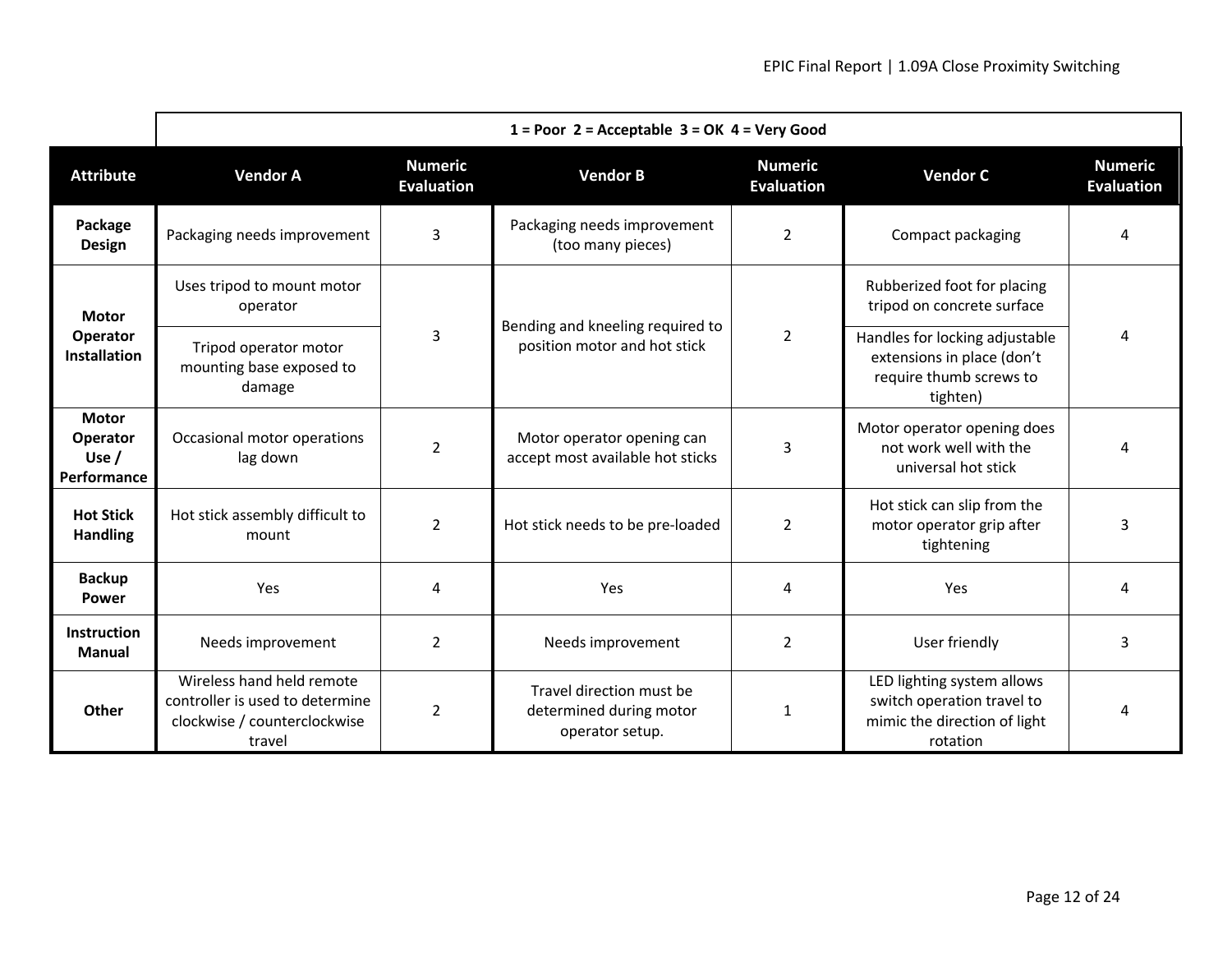| | 1 = Poor 2 = Acceptable 3 = OK 4 = Very Good | | | | | |
|---|---|---|---|---|---|---|
| **Attribute** | **Vendor A** | **Numeric Evaluation** | **Vendor B** | **Numeric Evaluation** | **Vendor C** | **Numeric Evaluation** |
| **Package Design** | Packaging needs improvement | 3 | Packaging needs improvement (too many pieces) | 2 | Compact packaging | 4 |
| **Motor Operator Installation** | Uses tripod to mount motor operator | 3 | Bending and kneeling required to position motor and hot stick | 2 | Rubberized foot for placing tripod on concrete surface | 4 |
| | Tripod operator motor mounting base exposed to damage | | | | Handles for locking adjustable extensions in place (don't require thumb screws to tighten) | |
| **Motor Operator Use / Performance** | Occasional motor operations lag down | 2 | Motor operator opening can accept most available hot sticks | 3 | Motor operator opening does not work well with the universal hot stick | 4 |
| **Hot Stick Handling** | Hot stick assembly difficult to mount | 2 | Hot stick needs to be pre-loaded | 2 | Hot stick can slip from the motor operator grip after tightening | 3 |
| **Backup Power** | Yes | 4 | Yes | 4 | Yes | 4 |
| **Instruction Manual** | Needs improvement | 2 | Needs improvement | 2 | User friendly | 3 |
| **Other** | Wireless hand held remote controller is used to determine clockwise / counterclockwise travel | 2 | Travel direction must be determined during motor operator setup. | 1 | LED lighting system allows switch operation travel to mimic the direction of light rotation | 4 |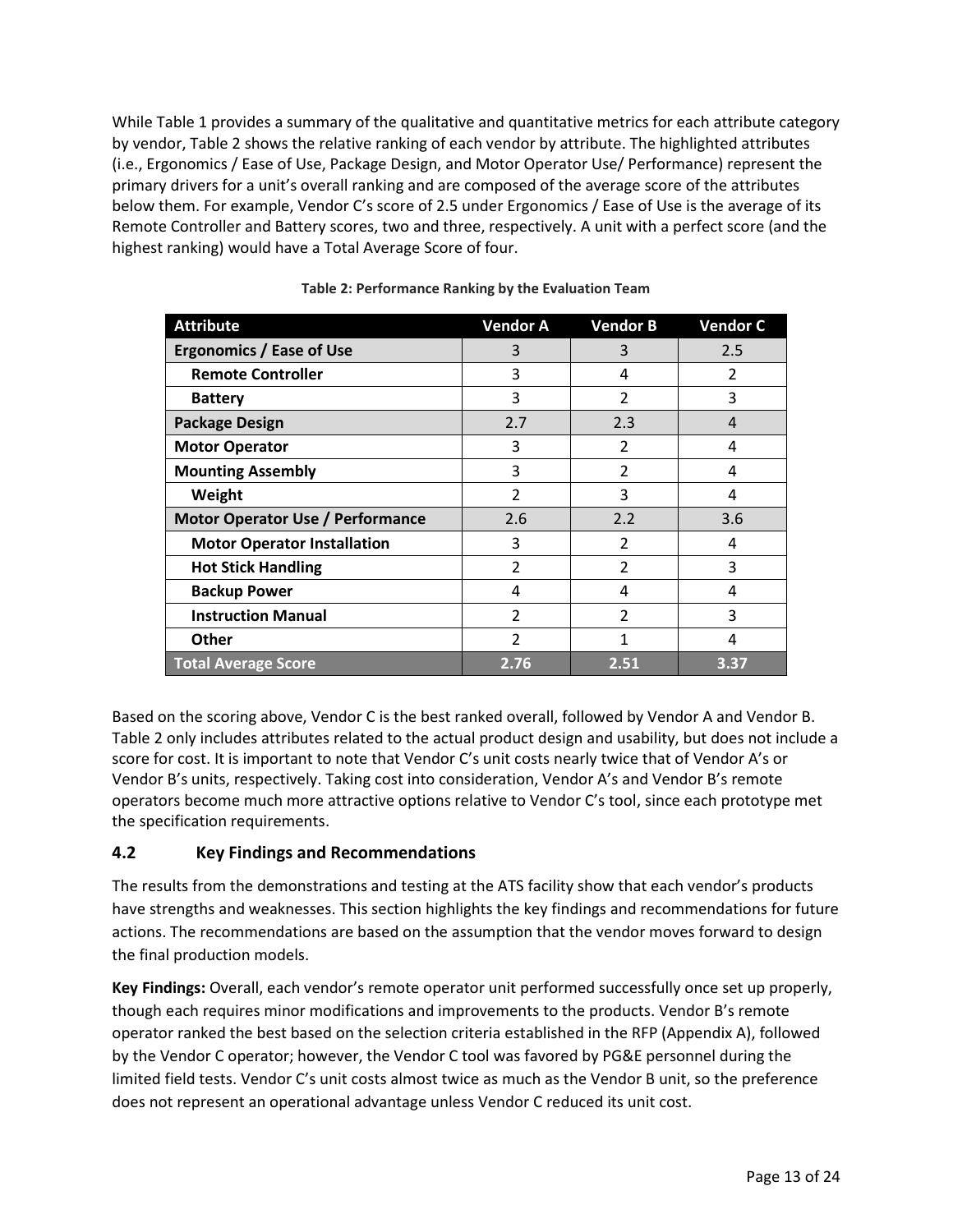While Table 1 provides a summary of the qualitative and quantitative metrics for each attribute category by vendor, Table 2 shows the relative ranking of each vendor by attribute. The highlighted attributes (i.e., Ergonomics / Ease of Use, Package Design, and Motor Operator Use/ Performance) represent the primary drivers for a unit's overall ranking and are composed of the average score of the attributes below them. For example, Vendor C's score of 2.5 under Ergonomics / Ease of Use is the average of its Remote Controller and Battery scores, two and three, respectively. A unit with a perfect score (and the highest ranking) would have a Total Average Score of four.

**Table 2: Performance Ranking by the Evaluation Team**

| Attribute | Vendor A | Vendor B | Vendor C |
|---|---|---|---|
| **Ergonomics / Ease of Use** | 3 | 3 | 2.5 |
| **Remote Controller** | 3 | 4 | 2 |
| **Battery** | 3 | 2 | 3 |
| **Package Design** | 2.7 | 2.3 | 4 |
| **Motor Operator** | 3 | 2 | 4 |
| **Mounting Assembly** | 3 | 2 | 4 |
| **Weight** | 2 | 3 | 4 |
| **Motor Operator Use / Performance** | 2.6 | 2.2 | 3.6 |
| **Motor Operator Installation** | 3 | 2 | 4 |
| **Hot Stick Handling** | 2 | 2 | 3 |
| **Backup Power** | 4 | 4 | 4 |
| **Instruction Manual** | 2 | 2 | 3 |
| **Other** | 2 | 1 | 4 |
| **Total Average Score** | **2.76** | **2.51** | **3.37** |

Based on the scoring above, Vendor C is the best ranked overall, followed by Vendor A and Vendor B. Table 2 only includes attributes related to the actual product design and usability, but does not include a score for cost. It is important to note that Vendor C's unit costs nearly twice that of Vendor A's or Vendor B's units, respectively. Taking cost into consideration, Vendor A's and Vendor B's remote operators become much more attractive options relative to Vendor C's tool, since each prototype met the specification requirements.

## 4.2 Key Findings and Recommendations

The results from the demonstrations and testing at the ATS facility show that each vendor's products have strengths and weaknesses. This section highlights the key findings and recommendations for future actions. The recommendations are based on the assumption that the vendor moves forward to design the final production models.

**Key Findings:** Overall, each vendor's remote operator unit performed successfully once set up properly, though each requires minor modifications and improvements to the products. Vendor B's remote operator ranked the best based on the selection criteria established in the RFP (Appendix A), followed by the Vendor C operator; however, the Vendor C tool was favored by PG&E personnel during the limited field tests. Vendor C's unit costs almost twice as much as the Vendor B unit, so the preference does not represent an operational advantage unless Vendor C reduced its unit cost.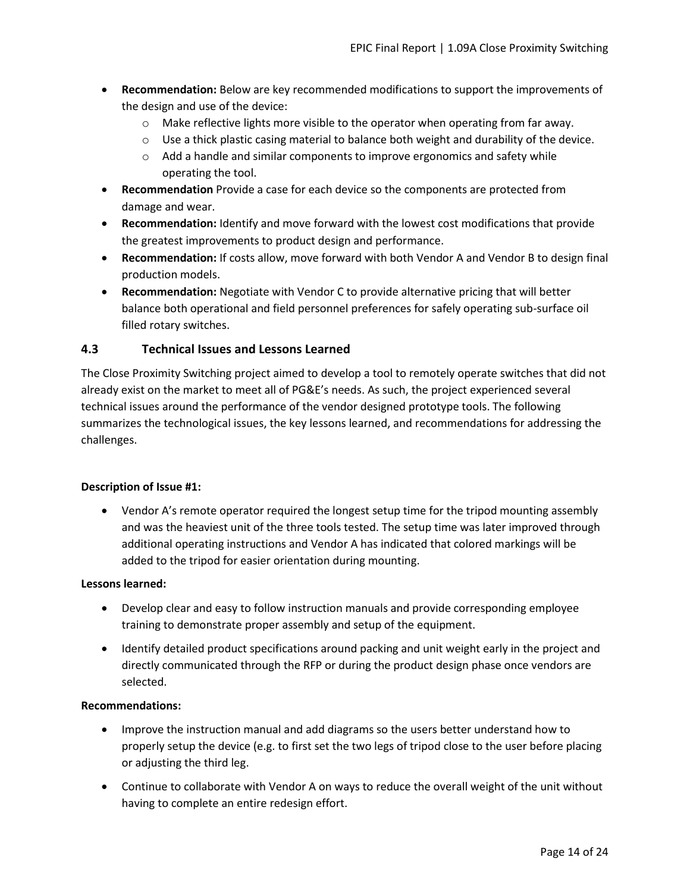- **Recommendation:** Below are key recommended modifications to support the improvements of the design and use of the device:
  - Make reflective lights more visible to the operator when operating from far away.
  - Use a thick plastic casing material to balance both weight and durability of the device.
  - Add a handle and similar components to improve ergonomics and safety while operating the tool.
- **Recommendation** Provide a case for each device so the components are protected from damage and wear.
- **Recommendation:** Identify and move forward with the lowest cost modifications that provide the greatest improvements to product design and performance.
- **Recommendation:** If costs allow, move forward with both Vendor A and Vendor B to design final production models.
- **Recommendation:** Negotiate with Vendor C to provide alternative pricing that will better balance both operational and field personnel preferences for safely operating sub-surface oil filled rotary switches.

## 4.3 Technical Issues and Lessons Learned

The Close Proximity Switching project aimed to develop a tool to remotely operate switches that did not already exist on the market to meet all of PG&E's needs. As such, the project experienced several technical issues around the performance of the vendor designed prototype tools. The following summarizes the technological issues, the key lessons learned, and recommendations for addressing the challenges.

**Description of Issue #1:**

- Vendor A's remote operator required the longest setup time for the tripod mounting assembly and was the heaviest unit of the three tools tested. The setup time was later improved through additional operating instructions and Vendor A has indicated that colored markings will be added to the tripod for easier orientation during mounting.

**Lessons learned:**

- Develop clear and easy to follow instruction manuals and provide corresponding employee training to demonstrate proper assembly and setup of the equipment.
- Identify detailed product specifications around packing and unit weight early in the project and directly communicated through the RFP or during the product design phase once vendors are selected.

**Recommendations:**

- Improve the instruction manual and add diagrams so the users better understand how to properly setup the device (e.g. to first set the two legs of tripod close to the user before placing or adjusting the third leg.
- Continue to collaborate with Vendor A on ways to reduce the overall weight of the unit without having to complete an entire redesign effort.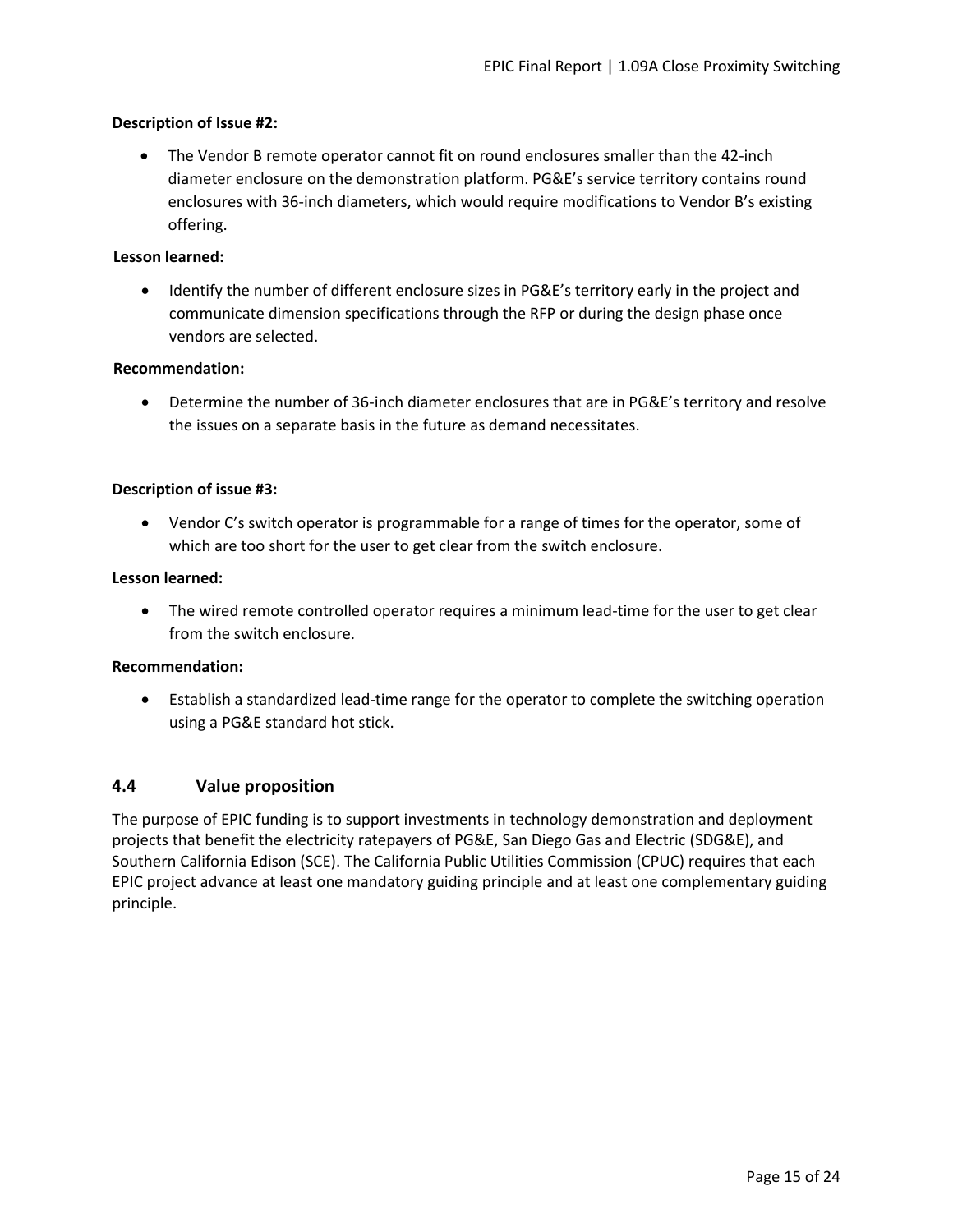**Description of Issue #2:**

- The Vendor B remote operator cannot fit on round enclosures smaller than the 42-inch diameter enclosure on the demonstration platform. PG&E's service territory contains round enclosures with 36-inch diameters, which would require modifications to Vendor B's existing offering.

**Lesson learned:**

- Identify the number of different enclosure sizes in PG&E's territory early in the project and communicate dimension specifications through the RFP or during the design phase once vendors are selected.

**Recommendation:**

- Determine the number of 36-inch diameter enclosures that are in PG&E's territory and resolve the issues on a separate basis in the future as demand necessitates.

**Description of issue #3:**

- Vendor C's switch operator is programmable for a range of times for the operator, some of which are too short for the user to get clear from the switch enclosure.

**Lesson learned:**

- The wired remote controlled operator requires a minimum lead-time for the user to get clear from the switch enclosure.

**Recommendation:**

- Establish a standardized lead-time range for the operator to complete the switching operation using a PG&E standard hot stick.

## 4.4 Value proposition

The purpose of EPIC funding is to support investments in technology demonstration and deployment projects that benefit the electricity ratepayers of PG&E, San Diego Gas and Electric (SDG&E), and Southern California Edison (SCE). The California Public Utilities Commission (CPUC) requires that each EPIC project advance at least one mandatory guiding principle and at least one complementary guiding principle.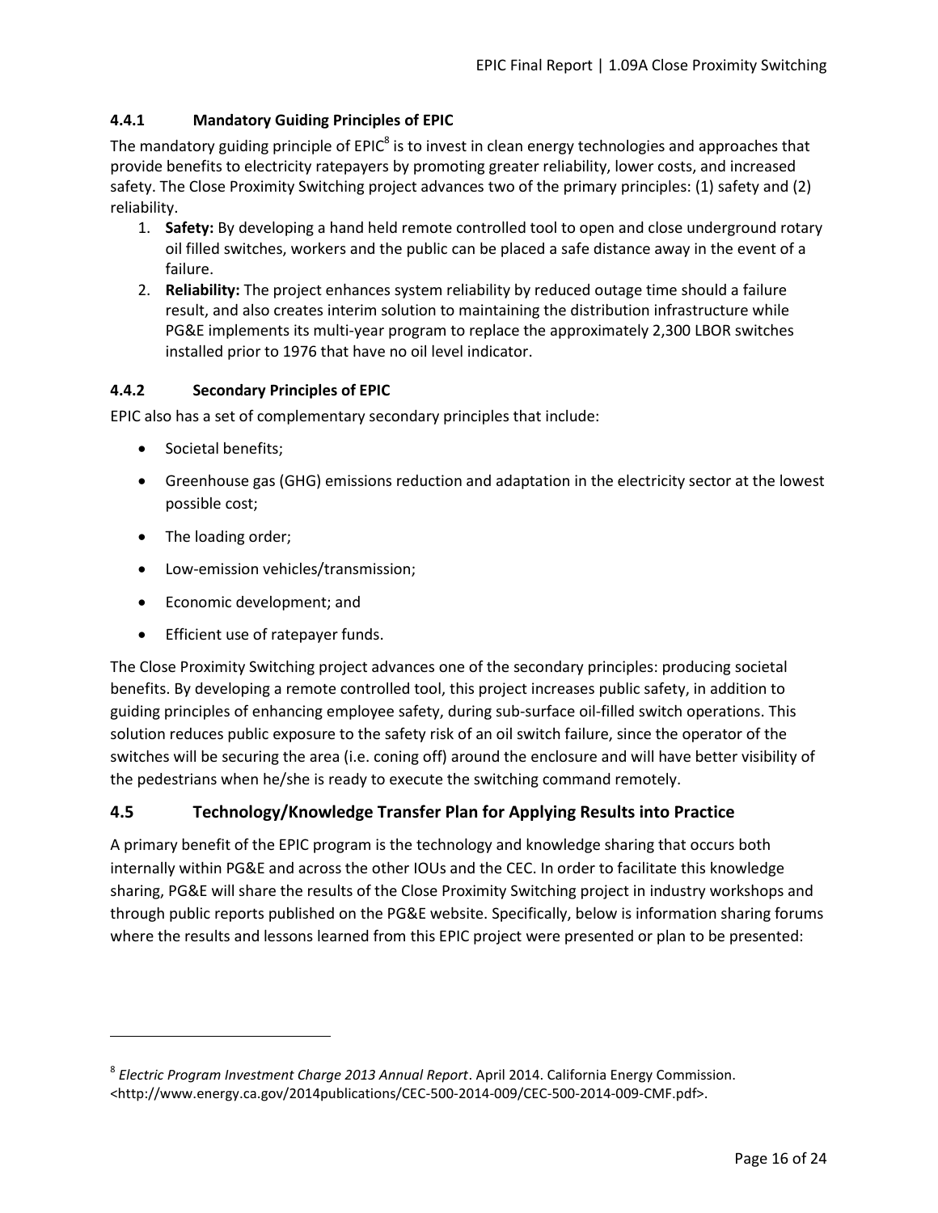#### 4.4.1 Mandatory Guiding Principles of EPIC

The mandatory guiding principle of EPIC[8] is to invest in clean energy technologies and approaches that provide benefits to electricity ratepayers by promoting greater reliability, lower costs, and increased safety. The Close Proximity Switching project advances two of the primary principles: (1) safety and (2) reliability.

1. **Safety:** By developing a hand held remote controlled tool to open and close underground rotary oil filled switches, workers and the public can be placed a safe distance away in the event of a failure.
2. **Reliability:** The project enhances system reliability by reduced outage time should a failure result, and also creates interim solution to maintaining the distribution infrastructure while PG&E implements its multi-year program to replace the approximately 2,300 LBOR switches installed prior to 1976 that have no oil level indicator.

#### 4.4.2 Secondary Principles of EPIC

EPIC also has a set of complementary secondary principles that include:

- Societal benefits;
- Greenhouse gas (GHG) emissions reduction and adaptation in the electricity sector at the lowest possible cost;
- The loading order;
- Low-emission vehicles/transmission;
- Economic development; and
- Efficient use of ratepayer funds.

The Close Proximity Switching project advances one of the secondary principles: producing societal benefits. By developing a remote controlled tool, this project increases public safety, in addition to guiding principles of enhancing employee safety, during sub-surface oil-filled switch operations. This solution reduces public exposure to the safety risk of an oil switch failure, since the operator of the switches will be securing the area (i.e. coning off) around the enclosure and will have better visibility of the pedestrians when he/she is ready to execute the switching command remotely.

### 4.5 Technology/Knowledge Transfer Plan for Applying Results into Practice

A primary benefit of the EPIC program is the technology and knowledge sharing that occurs both internally within PG&E and across the other IOUs and the CEC. In order to facilitate this knowledge sharing, PG&E will share the results of the Close Proximity Switching project in industry workshops and through public reports published on the PG&E website. Specifically, below is information sharing forums where the results and lessons learned from this EPIC project were presented or plan to be presented:

---

[8] *Electric Program Investment Charge 2013 Annual Report*. April 2014. California Energy Commission. <http://www.energy.ca.gov/2014publications/CEC-500-2014-009/CEC-500-2014-009-CMF.pdf>.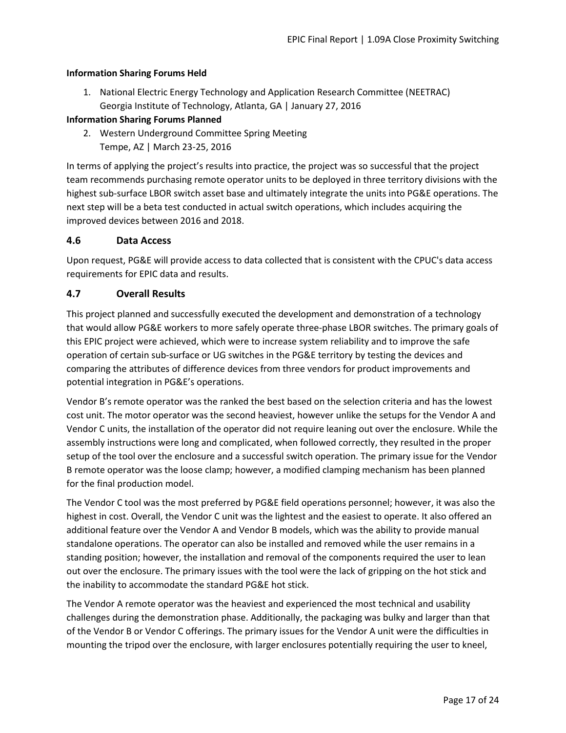**Information Sharing Forums Held**

1. National Electric Energy Technology and Application Research Committee (NEETRAC)
   Georgia Institute of Technology, Atlanta, GA | January 27, 2016

**Information Sharing Forums Planned**

2. Western Underground Committee Spring Meeting
   Tempe, AZ | March 23-25, 2016

In terms of applying the project's results into practice, the project was so successful that the project team recommends purchasing remote operator units to be deployed in three territory divisions with the highest sub-surface LBOR switch asset base and ultimately integrate the units into PG&E operations. The next step will be a beta test conducted in actual switch operations, which includes acquiring the improved devices between 2016 and 2018.

## 4.6 Data Access

Upon request, PG&E will provide access to data collected that is consistent with the CPUC's data access requirements for EPIC data and results.

## 4.7 Overall Results

This project planned and successfully executed the development and demonstration of a technology that would allow PG&E workers to more safely operate three-phase LBOR switches. The primary goals of this EPIC project were achieved, which were to increase system reliability and to improve the safe operation of certain sub-surface or UG switches in the PG&E territory by testing the devices and comparing the attributes of difference devices from three vendors for product improvements and potential integration in PG&E's operations.

Vendor B's remote operator was the ranked the best based on the selection criteria and has the lowest cost unit. The motor operator was the second heaviest, however unlike the setups for the Vendor A and Vendor C units, the installation of the operator did not require leaning out over the enclosure. While the assembly instructions were long and complicated, when followed correctly, they resulted in the proper setup of the tool over the enclosure and a successful switch operation. The primary issue for the Vendor B remote operator was the loose clamp; however, a modified clamping mechanism has been planned for the final production model.

The Vendor C tool was the most preferred by PG&E field operations personnel; however, it was also the highest in cost. Overall, the Vendor C unit was the lightest and the easiest to operate. It also offered an additional feature over the Vendor A and Vendor B models, which was the ability to provide manual standalone operations. The operator can also be installed and removed while the user remains in a standing position; however, the installation and removal of the components required the user to lean out over the enclosure. The primary issues with the tool were the lack of gripping on the hot stick and the inability to accommodate the standard PG&E hot stick.

The Vendor A remote operator was the heaviest and experienced the most technical and usability challenges during the demonstration phase. Additionally, the packaging was bulky and larger than that of the Vendor B or Vendor C offerings. The primary issues for the Vendor A unit were the difficulties in mounting the tripod over the enclosure, with larger enclosures potentially requiring the user to kneel,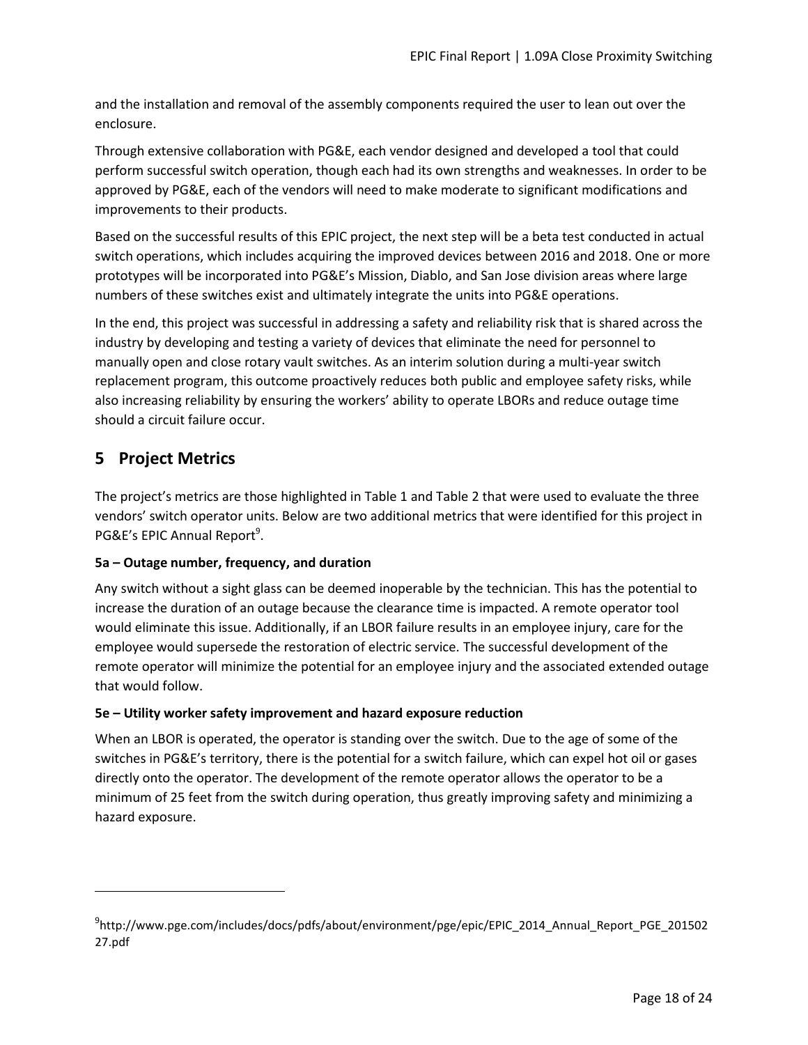and the installation and removal of the assembly components required the user to lean out over the enclosure.

Through extensive collaboration with PG&E, each vendor designed and developed a tool that could perform successful switch operation, though each had its own strengths and weaknesses. In order to be approved by PG&E, each of the vendors will need to make moderate to significant modifications and improvements to their products.

Based on the successful results of this EPIC project, the next step will be a beta test conducted in actual switch operations, which includes acquiring the improved devices between 2016 and 2018. One or more prototypes will be incorporated into PG&E's Mission, Diablo, and San Jose division areas where large numbers of these switches exist and ultimately integrate the units into PG&E operations.

In the end, this project was successful in addressing a safety and reliability risk that is shared across the industry by developing and testing a variety of devices that eliminate the need for personnel to manually open and close rotary vault switches. As an interim solution during a multi-year switch replacement program, this outcome proactively reduces both public and employee safety risks, while also increasing reliability by ensuring the workers' ability to operate LBORs and reduce outage time should a circuit failure occur.

# 5 Project Metrics

The project's metrics are those highlighted in Table 1 and Table 2 that were used to evaluate the three vendors' switch operator units. Below are two additional metrics that were identified for this project in PG&E's EPIC Annual Report[9].

**5a – Outage number, frequency, and duration**

Any switch without a sight glass can be deemed inoperable by the technician. This has the potential to increase the duration of an outage because the clearance time is impacted. A remote operator tool would eliminate this issue. Additionally, if an LBOR failure results in an employee injury, care for the employee would supersede the restoration of electric service. The successful development of the remote operator will minimize the potential for an employee injury and the associated extended outage that would follow.

**5e – Utility worker safety improvement and hazard exposure reduction**

When an LBOR is operated, the operator is standing over the switch. Due to the age of some of the switches in PG&E's territory, there is the potential for a switch failure, which can expel hot oil or gases directly onto the operator. The development of the remote operator allows the operator to be a minimum of 25 feet from the switch during operation, thus greatly improving safety and minimizing a hazard exposure.

---

[9] http://www.pge.com/includes/docs/pdfs/about/environment/pge/epic/EPIC_2014_Annual_Report_PGE_20150227.pdf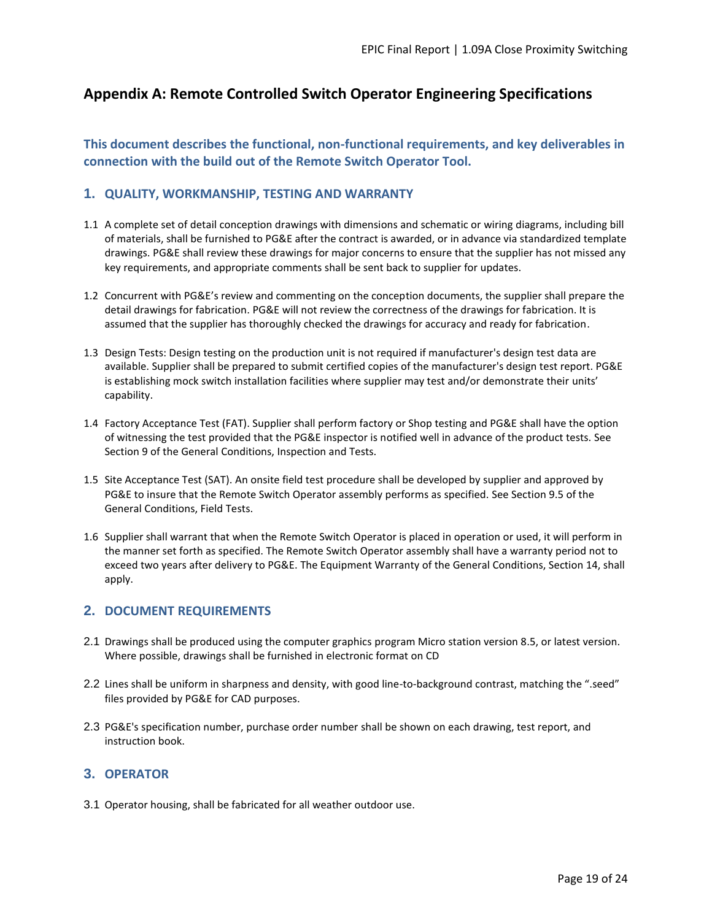## Appendix A: Remote Controlled Switch Operator Engineering Specifications

### This document describes the functional, non-functional requirements, and key deliverables in connection with the build out of the Remote Switch Operator Tool.

### 1. QUALITY, WORKMANSHIP, TESTING AND WARRANTY

1.1 A complete set of detail conception drawings with dimensions and schematic or wiring diagrams, including bill of materials, shall be furnished to PG&E after the contract is awarded, or in advance via standardized template drawings. PG&E shall review these drawings for major concerns to ensure that the supplier has not missed any key requirements, and appropriate comments shall be sent back to supplier for updates.

1.2 Concurrent with PG&E's review and commenting on the conception documents, the supplier shall prepare the detail drawings for fabrication. PG&E will not review the correctness of the drawings for fabrication. It is assumed that the supplier has thoroughly checked the drawings for accuracy and ready for fabrication.

1.3 Design Tests: Design testing on the production unit is not required if manufacturer's design test data are available. Supplier shall be prepared to submit certified copies of the manufacturer's design test report. PG&E is establishing mock switch installation facilities where supplier may test and/or demonstrate their units' capability.

1.4 Factory Acceptance Test (FAT). Supplier shall perform factory or Shop testing and PG&E shall have the option of witnessing the test provided that the PG&E inspector is notified well in advance of the product tests. See Section 9 of the General Conditions, Inspection and Tests.

1.5 Site Acceptance Test (SAT). An onsite field test procedure shall be developed by supplier and approved by PG&E to insure that the Remote Switch Operator assembly performs as specified. See Section 9.5 of the General Conditions, Field Tests.

1.6 Supplier shall warrant that when the Remote Switch Operator is placed in operation or used, it will perform in the manner set forth as specified. The Remote Switch Operator assembly shall have a warranty period not to exceed two years after delivery to PG&E. The Equipment Warranty of the General Conditions, Section 14, shall apply.

### 2. DOCUMENT REQUIREMENTS

2.1 Drawings shall be produced using the computer graphics program Micro station version 8.5, or latest version. Where possible, drawings shall be furnished in electronic format on CD

2.2 Lines shall be uniform in sharpness and density, with good line-to-background contrast, matching the ".seed" files provided by PG&E for CAD purposes.

2.3 PG&E's specification number, purchase order number shall be shown on each drawing, test report, and instruction book.

### 3. OPERATOR

3.1 Operator housing, shall be fabricated for all weather outdoor use.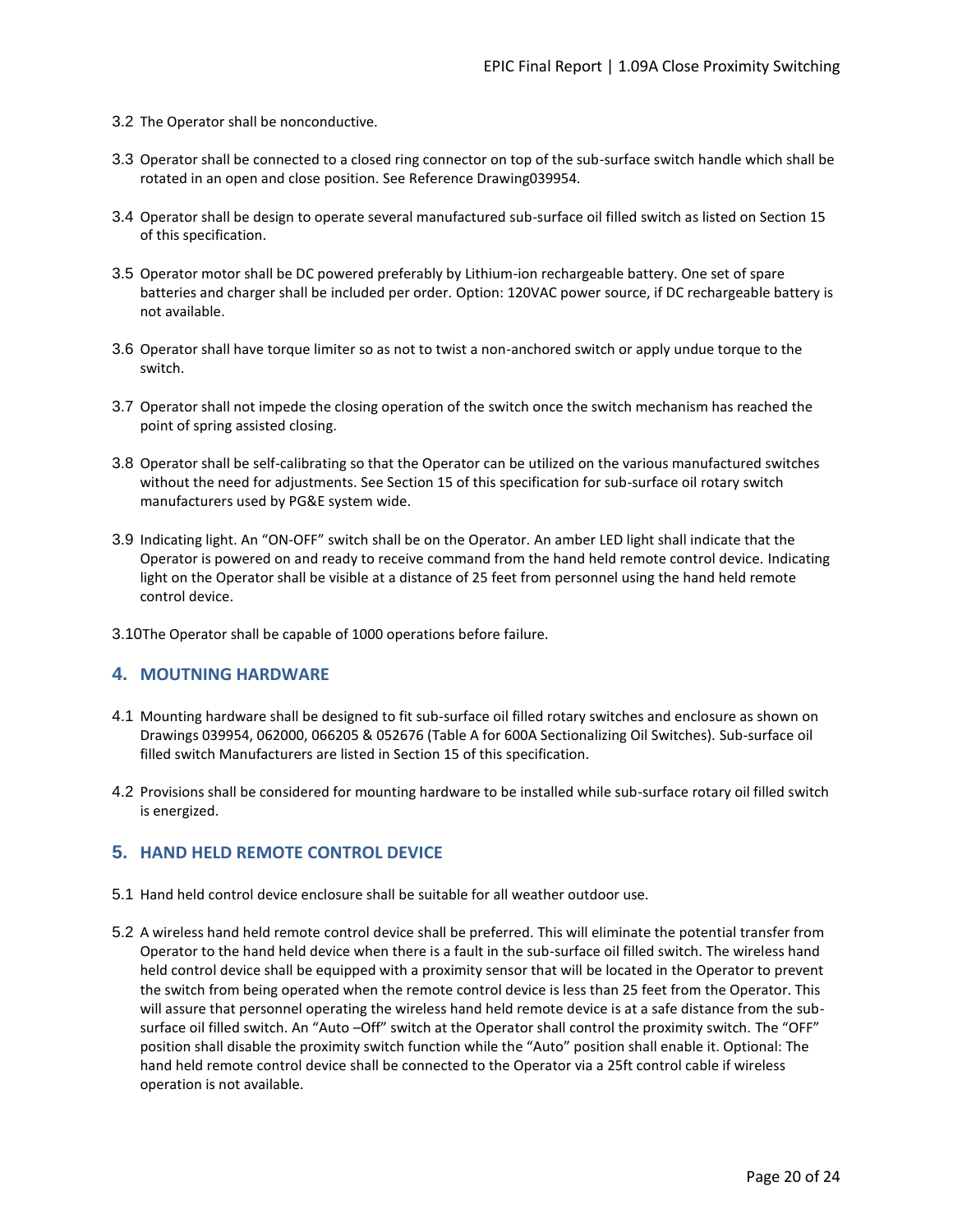3.2 The Operator shall be nonconductive.

3.3 Operator shall be connected to a closed ring connector on top of the sub-surface switch handle which shall be rotated in an open and close position. See Reference Drawing039954.

3.4 Operator shall be design to operate several manufactured sub-surface oil filled switch as listed on Section 15 of this specification.

3.5 Operator motor shall be DC powered preferably by Lithium-ion rechargeable battery. One set of spare batteries and charger shall be included per order. Option: 120VAC power source, if DC rechargeable battery is not available.

3.6 Operator shall have torque limiter so as not to twist a non-anchored switch or apply undue torque to the switch.

3.7 Operator shall not impede the closing operation of the switch once the switch mechanism has reached the point of spring assisted closing.

3.8 Operator shall be self-calibrating so that the Operator can be utilized on the various manufactured switches without the need for adjustments. See Section 15 of this specification for sub-surface oil rotary switch manufacturers used by PG&E system wide.

3.9 Indicating light. An "ON-OFF" switch shall be on the Operator. An amber LED light shall indicate that the Operator is powered on and ready to receive command from the hand held remote control device. Indicating light on the Operator shall be visible at a distance of 25 feet from personnel using the hand held remote control device.

3.10The Operator shall be capable of 1000 operations before failure.

## 4. MOUTNING HARDWARE

4.1 Mounting hardware shall be designed to fit sub-surface oil filled rotary switches and enclosure as shown on Drawings 039954, 062000, 066205 & 052676 (Table A for 600A Sectionalizing Oil Switches). Sub-surface oil filled switch Manufacturers are listed in Section 15 of this specification.

4.2 Provisions shall be considered for mounting hardware to be installed while sub-surface rotary oil filled switch is energized.

## 5. HAND HELD REMOTE CONTROL DEVICE

5.1 Hand held control device enclosure shall be suitable for all weather outdoor use.

5.2 A wireless hand held remote control device shall be preferred. This will eliminate the potential transfer from Operator to the hand held device when there is a fault in the sub-surface oil filled switch. The wireless hand held control device shall be equipped with a proximity sensor that will be located in the Operator to prevent the switch from being operated when the remote control device is less than 25 feet from the Operator. This will assure that personnel operating the wireless hand held remote device is at a safe distance from the sub-surface oil filled switch. An "Auto –Off" switch at the Operator shall control the proximity switch. The "OFF" position shall disable the proximity switch function while the "Auto" position shall enable it. Optional: The hand held remote control device shall be connected to the Operator via a 25ft control cable if wireless operation is not available.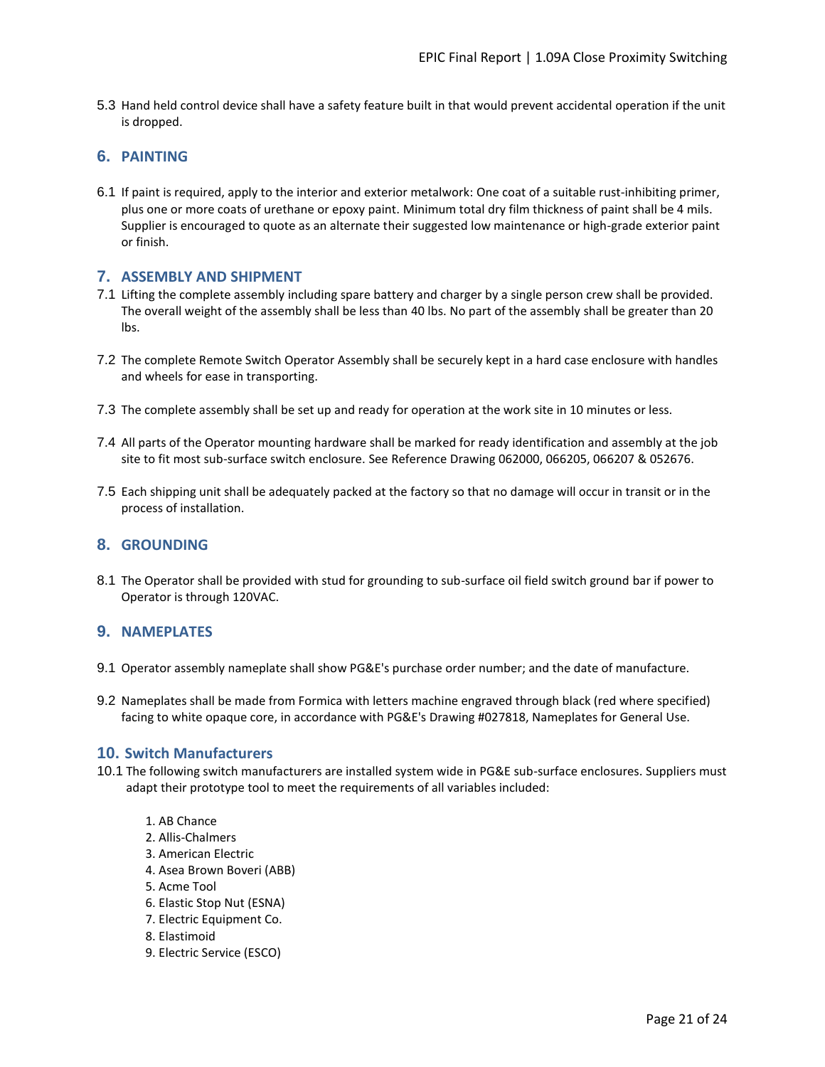5.3 Hand held control device shall have a safety feature built in that would prevent accidental operation if the unit is dropped.

## 6. PAINTING

6.1 If paint is required, apply to the interior and exterior metalwork: One coat of a suitable rust-inhibiting primer, plus one or more coats of urethane or epoxy paint. Minimum total dry film thickness of paint shall be 4 mils. Supplier is encouraged to quote as an alternate their suggested low maintenance or high-grade exterior paint or finish.

## 7. ASSEMBLY AND SHIPMENT

7.1 Lifting the complete assembly including spare battery and charger by a single person crew shall be provided. The overall weight of the assembly shall be less than 40 lbs. No part of the assembly shall be greater than 20 lbs.

7.2 The complete Remote Switch Operator Assembly shall be securely kept in a hard case enclosure with handles and wheels for ease in transporting.

7.3 The complete assembly shall be set up and ready for operation at the work site in 10 minutes or less.

7.4 All parts of the Operator mounting hardware shall be marked for ready identification and assembly at the job site to fit most sub-surface switch enclosure. See Reference Drawing 062000, 066205, 066207 & 052676.

7.5 Each shipping unit shall be adequately packed at the factory so that no damage will occur in transit or in the process of installation.

## 8. GROUNDING

8.1 The Operator shall be provided with stud for grounding to sub-surface oil field switch ground bar if power to Operator is through 120VAC.

## 9. NAMEPLATES

9.1 Operator assembly nameplate shall show PG&E's purchase order number; and the date of manufacture.

9.2 Nameplates shall be made from Formica with letters machine engraved through black (red where specified) facing to white opaque core, in accordance with PG&E's Drawing #027818, Nameplates for General Use.

## 10. Switch Manufacturers

10.1 The following switch manufacturers are installed system wide in PG&E sub-surface enclosures. Suppliers must adapt their prototype tool to meet the requirements of all variables included:

1. AB Chance
2. Allis-Chalmers
3. American Electric
4. Asea Brown Boveri (ABB)
5. Acme Tool
6. Elastic Stop Nut (ESNA)
7. Electric Equipment Co.
8. Elastimoid
9. Electric Service (ESCO)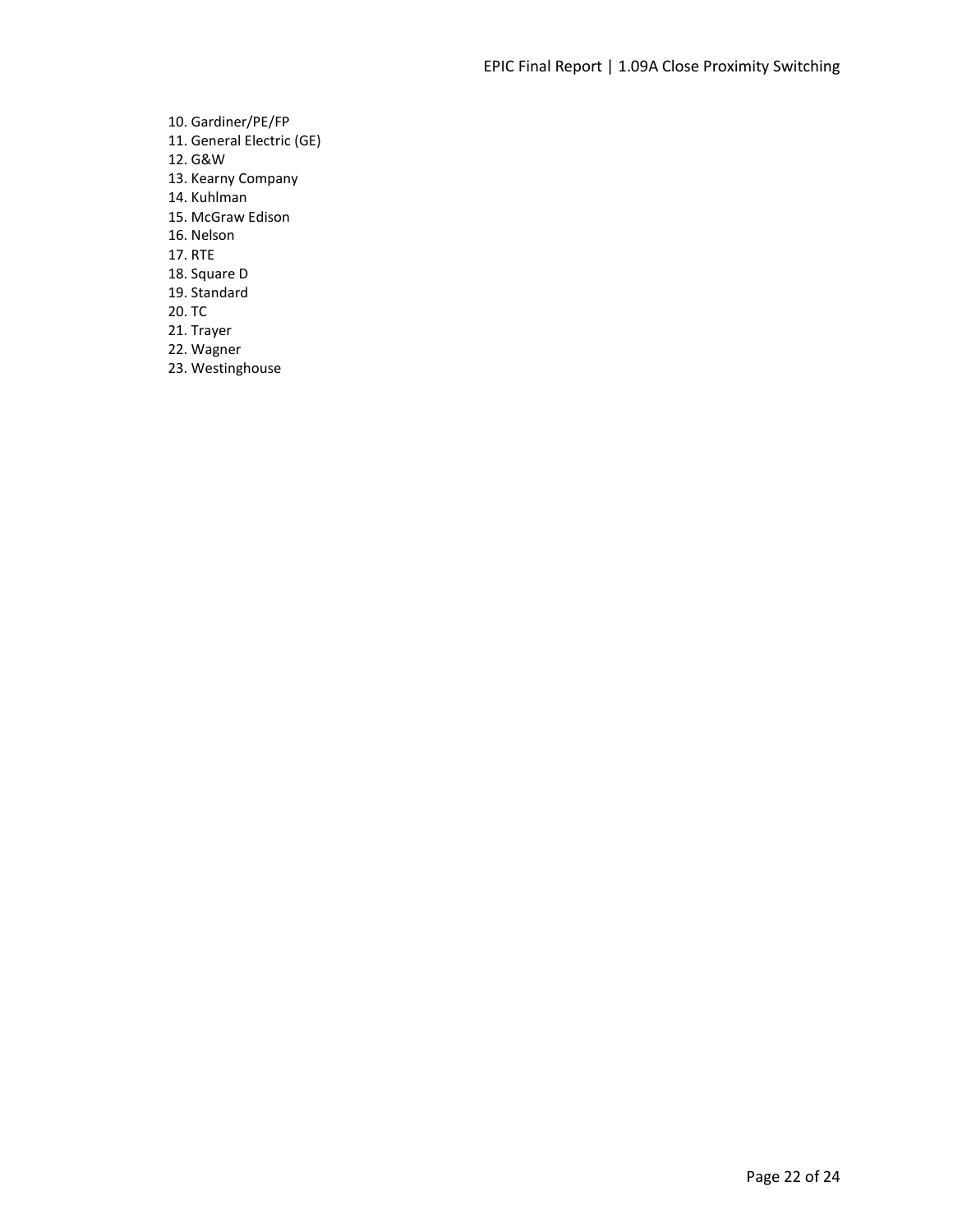10. Gardiner/PE/FP
11. General Electric (GE)
12. G&W
13. Kearny Company
14. Kuhlman
15. McGraw Edison
16. Nelson
17. RTE
18. Square D
19. Standard
20. TC
21. Trayer
22. Wagner
23. Westinghouse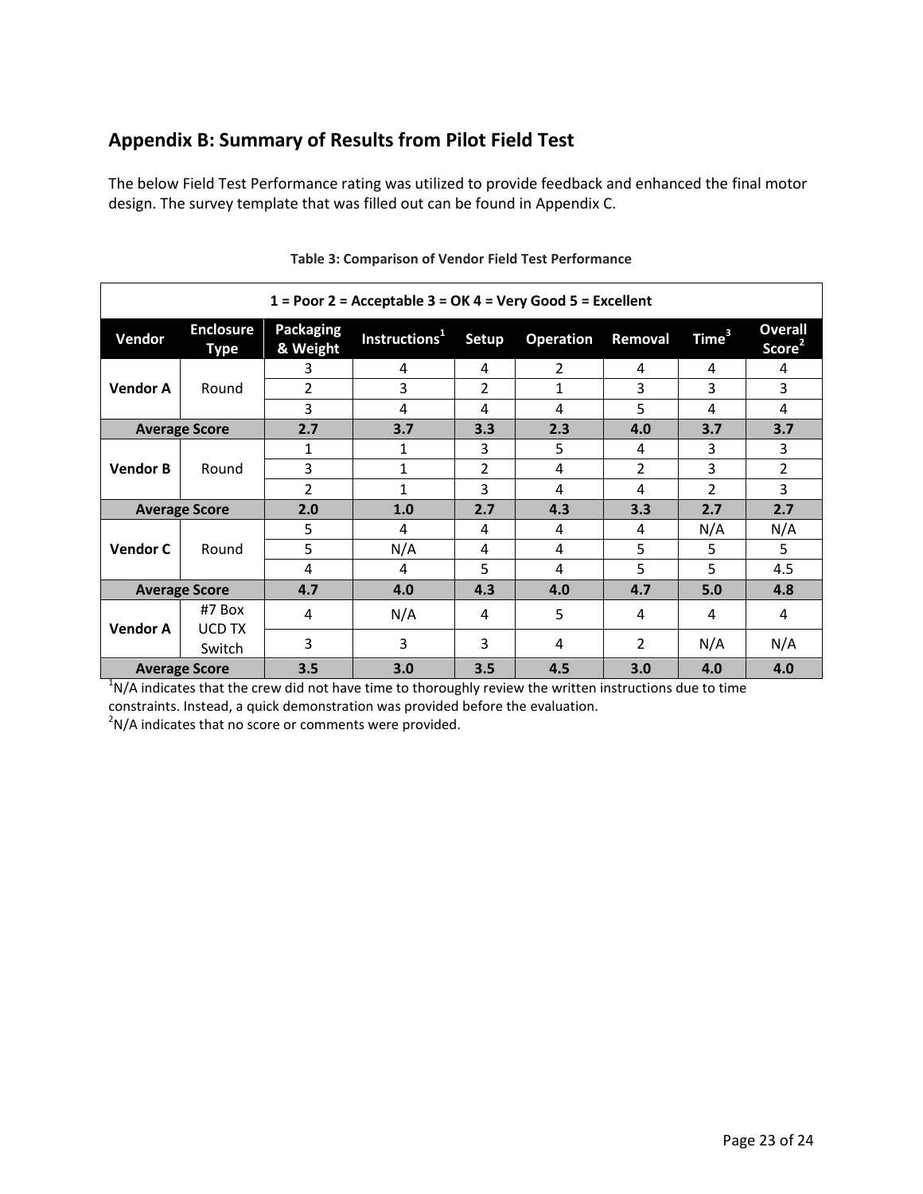## Appendix B: Summary of Results from Pilot Field Test

The below Field Test Performance rating was utilized to provide feedback and enhanced the final motor design. The survey template that was filled out can be found in Appendix C.

**Table 3: Comparison of Vendor Field Test Performance**

| 1 = Poor 2 = Acceptable 3 = OK 4 = Very Good 5 = Excellent | | | | | | | | |
|---|---|---|---|---|---|---|---|---|
| **Vendor** | **Enclosure Type** | **Packaging & Weight** | **Instructions[1]** | **Setup** | **Operation** | **Removal** | **Time[3]** | **Overall Score[2]** |
| **Vendor A** | Round | 3 | 4 | 4 | 2 | 4 | 4 | 4 |
| | | 2 | 3 | 2 | 1 | 3 | 3 | 3 |
| | | 3 | 4 | 4 | 4 | 5 | 4 | 4 |
| **Average Score** | | **2.7** | **3.7** | **3.3** | **2.3** | **4.0** | **3.7** | **3.7** |
| **Vendor B** | Round | 1 | 1 | 3 | 5 | 4 | 3 | 3 |
| | | 3 | 1 | 2 | 4 | 2 | 3 | 2 |
| | | 2 | 1 | 3 | 4 | 4 | 2 | 3 |
| **Average Score** | | **2.0** | **1.0** | **2.7** | **4.3** | **3.3** | **2.7** | **2.7** |
| **Vendor C** | Round | 5 | 4 | 4 | 4 | 4 | N/A | N/A |
| | | 5 | N/A | 4 | 4 | 5 | 5 | 5 |
| | | 4 | 4 | 5 | 4 | 5 | 5 | 4.5 |
| **Average Score** | | **4.7** | **4.0** | **4.3** | **4.0** | **4.7** | **5.0** | **4.8** |
| **Vendor A** | #7 Box UCD TX Switch | 4 | N/A | 4 | 5 | 4 | 4 | 4 |
| | | 3 | 3 | 3 | 4 | 2 | N/A | N/A |
| **Average Score** | | **3.5** | **3.0** | **3.5** | **4.5** | **3.0** | **4.0** | **4.0** |

[1]N/A indicates that the crew did not have time to thoroughly review the written instructions due to time constraints. Instead, a quick demonstration was provided before the evaluation.
[2]N/A indicates that no score or comments were provided.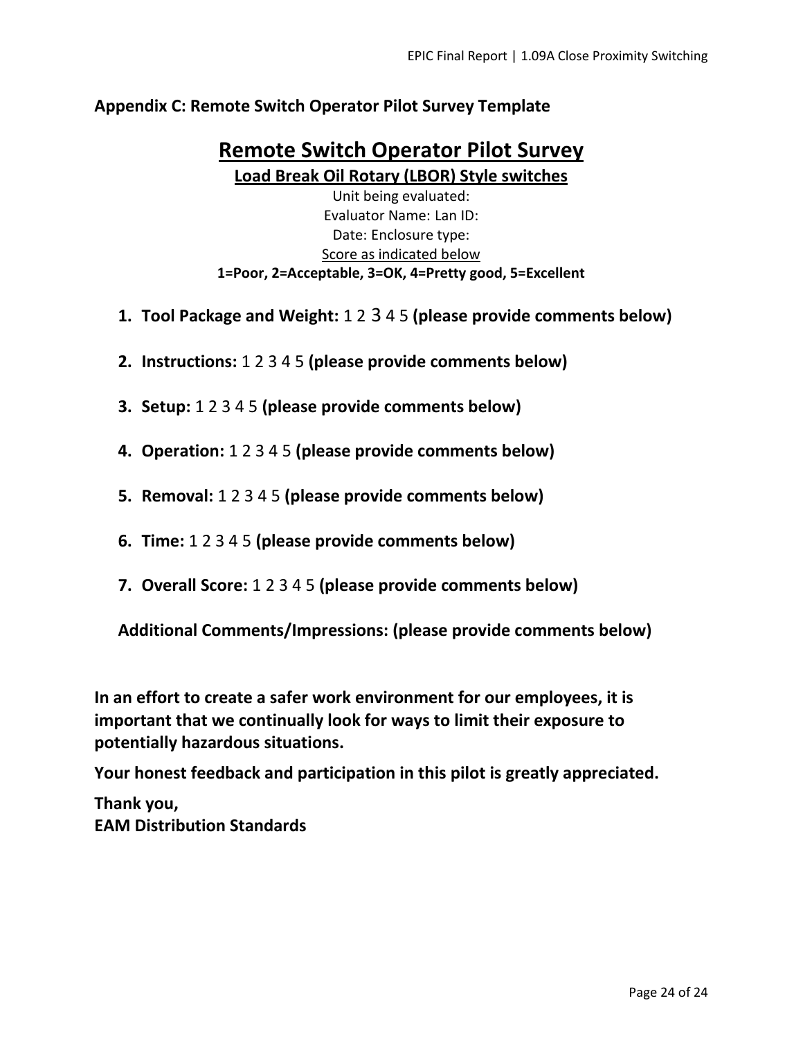## Appendix C: Remote Switch Operator Pilot Survey Template

# Remote Switch Operator Pilot Survey

**Load Break Oil Rotary (LBOR) Style switches**

Unit being evaluated:
Evaluator Name: Lan ID:
Date: Enclosure type:
Score as indicated below
**1=Poor, 2=Acceptable, 3=OK, 4=Pretty good, 5=Excellent**

1. **Tool Package and Weight:** 1 2 3 4 5 **(please provide comments below)**
2. **Instructions:** 1 2 3 4 5 **(please provide comments below)**
3. **Setup:** 1 2 3 4 5 **(please provide comments below)**
4. **Operation:** 1 2 3 4 5 **(please provide comments below)**
5. **Removal:** 1 2 3 4 5 **(please provide comments below)**
6. **Time:** 1 2 3 4 5 **(please provide comments below)**
7. **Overall Score:** 1 2 3 4 5 **(please provide comments below)**

**Additional Comments/Impressions: (please provide comments below)**

**In an effort to create a safer work environment for our employees, it is important that we continually look for ways to limit their exposure to potentially hazardous situations.**

**Your honest feedback and participation in this pilot is greatly appreciated.**

**Thank you,**
**EAM Distribution Standards**